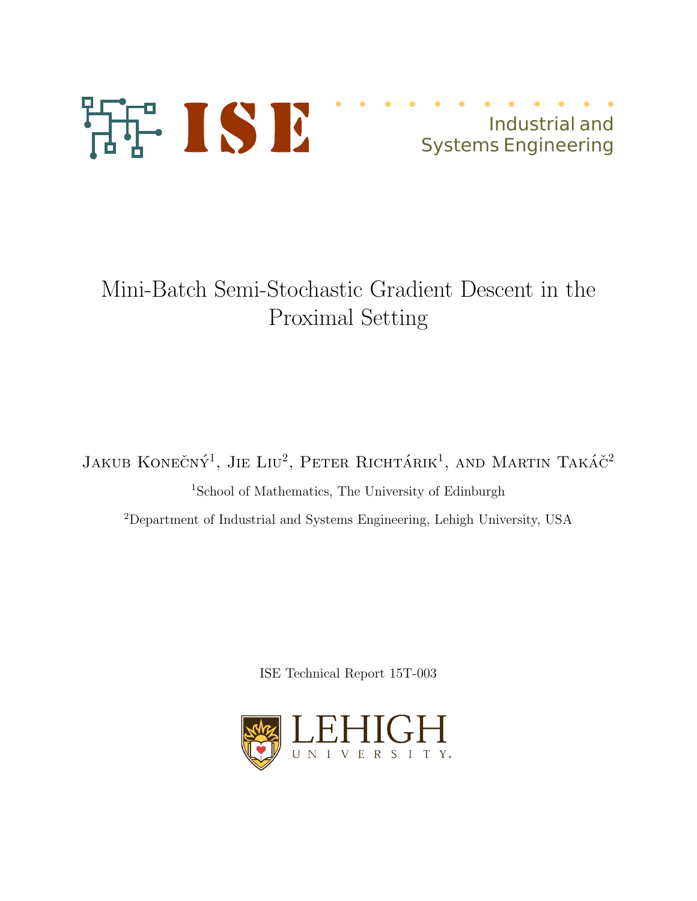ISE

Industrial and Systems Engineering

# Mini-Batch Semi-Stochastic Gradient Descent in the Proximal Setting

Jakub Konečný[1], Jie Liu[2], Peter Richtárik[1], and Martin Takáč[2]

[1]School of Mathematics, The University of Edinburgh

[2]Department of Industrial and Systems Engineering, Lehigh University, USA

ISE Technical Report 15T-003

LEHIGH UNIVERSITY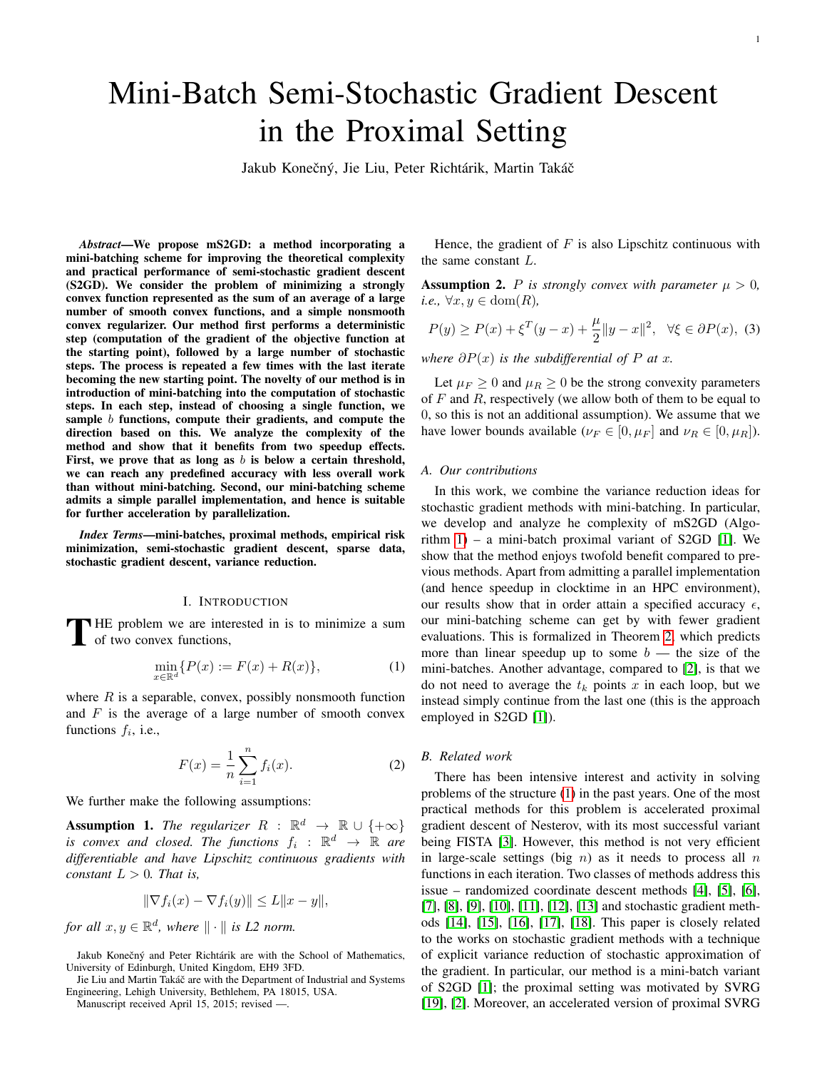# Mini-Batch Semi-Stochastic Gradient Descent in the Proximal Setting

Jakub Konečný, Jie Liu, Peter Richtárik, Martin Takáč

***Abstract*—We propose mS2GD: a method incorporating a mini-batching scheme for improving the theoretical complexity and practical performance of semi-stochastic gradient descent (S2GD). We consider the problem of minimizing a strongly convex function represented as the sum of an average of a large number of smooth convex functions, and a simple nonsmooth convex regularizer. Our method first performs a deterministic step (computation of the gradient of the objective function at the starting point), followed by a large number of stochastic steps. The process is repeated a few times with the last iterate becoming the new starting point. The novelty of our method is in introduction of mini-batching into the computation of stochastic steps. In each step, instead of choosing a single function, we sample $b$ functions, compute their gradients, and compute the direction based on this. We analyze the complexity of the method and show that it benefits from two speedup effects. First, we prove that as long as $b$ is below a certain threshold, we can reach any predefined accuracy with less overall work than without mini-batching. Second, our mini-batching scheme admits a simple parallel implementation, and hence is suitable for further acceleration by parallelization.**

***Index Terms*—mini-batches, proximal methods, empirical risk minimization, semi-stochastic gradient descent, sparse data, stochastic gradient descent, variance reduction.**

## I. Introduction

THE problem we are interested in is to minimize a sum of two convex functions,

$$\min_{x \in \mathbb{R}^d} \{P(x) := F(x) + R(x)\}, \tag{1}$$

where $R$ is a separable, convex, possibly nonsmooth function and $F$ is the average of a large number of smooth convex functions $f_i$, i.e.,

$$F(x) = \frac{1}{n}\sum_{i=1}^{n} f_i(x). \tag{2}$$

We further make the following assumptions:

**Assumption 1.** *The regularizer $R : \mathbb{R}^d \to \mathbb{R} \cup \{+\infty\}$ is convex and closed. The functions $f_i : \mathbb{R}^d \to \mathbb{R}$ are differentiable and have Lipschitz continuous gradients with constant $L > 0$. That is,*

$$\|\nabla f_i(x) - \nabla f_i(y)\| \leq L\|x - y\|,$$

*for all $x, y \in \mathbb{R}^d$, where $\|\cdot\|$ is L2 norm.*

Jakub Konečný and Peter Richtárik are with the School of Mathematics, University of Edinburgh, United Kingdom, EH9 3FD.

Jie Liu and Martin Takáč are with the Department of Industrial and Systems Engineering, Lehigh University, Bethlehem, PA 18015, USA.

Manuscript received April 15, 2015; revised —.

Hence, the gradient of $F$ is also Lipschitz continuous with the same constant $L$.

**Assumption 2.** *$P$ is strongly convex with parameter $\mu > 0$, i.e., $\forall x, y \in \text{dom}(R)$,*

$$P(y) \geq P(x) + \xi^T(y - x) + \frac{\mu}{2}\|y - x\|^2, \quad \forall \xi \in \partial P(x), \tag{3}$$

*where $\partial P(x)$ is the subdifferential of $P$ at $x$.*

Let $\mu_F \geq 0$ and $\mu_R \geq 0$ be the strong convexity parameters of $F$ and $R$, respectively (we allow both of them to be equal to 0, so this is not an additional assumption). We assume that we have lower bounds available ($\nu_F \in [0, \mu_F]$ and $\nu_R \in [0, \mu_R]$).

### A. Our contributions

In this work, we combine the variance reduction ideas for stochastic gradient methods with mini-batching. In particular, we develop and analyze he complexity of mS2GD (Algorithm 1) – a mini-batch proximal variant of S2GD [1]. We show that the method enjoys twofold benefit compared to previous methods. Apart from admitting a parallel implementation (and hence speedup in clocktime in an HPC environment), our results show that in order attain a specified accuracy $\epsilon$, our mini-batching scheme can get by with fewer gradient evaluations. This is formalized in Theorem 2, which predicts more than linear speedup up to some $b$ — the size of the mini-batches. Another advantage, compared to [2], is that we do not need to average the $t_k$ points $x$ in each loop, but we instead simply continue from the last one (this is the approach employed in S2GD [1]).

### B. Related work

There has been intensive interest and activity in solving problems of the structure (1) in the past years. One of the most practical methods for this problem is accelerated proximal gradient descent of Nesterov, with its most successful variant being FISTA [3]. However, this method is not very efficient in large-scale settings (big $n$) as it needs to process all $n$ functions in each iteration. Two classes of methods address this issue – randomized coordinate descent methods [4], [5], [6], [7], [8], [9], [10], [11], [12], [13] and stochastic gradient methods [14], [15], [16], [17], [18]. This paper is closely related to the works on stochastic gradient methods with a technique of explicit variance reduction of stochastic approximation of the gradient. In particular, our method is a mini-batch variant of S2GD [1]; the proximal setting was motivated by SVRG [19], [2]. Moreover, an accelerated version of proximal SVRG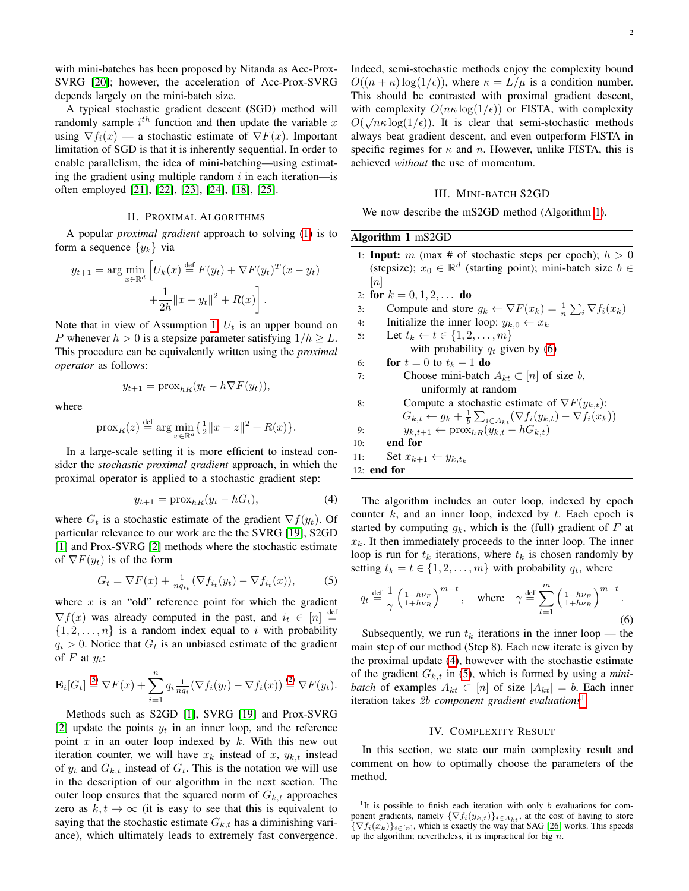with mini-batches has been proposed by Nitanda as Acc-Prox-SVRG [20]; however, the acceleration of Acc-Prox-SVRG depends largely on the mini-batch size.

A typical stochastic gradient descent (SGD) method will randomly sample $i^{th}$ function and then update the variable $x$ using $\nabla f_i(x)$ — a stochastic estimate of $\nabla F(x)$. Important limitation of SGD is that it is inherently sequential. In order to enable parallelism, the idea of mini-batching—using estimating the gradient using multiple random $i$ in each iteration—is often employed [21], [22], [23], [24], [18], [25].

## II. Proximal Algorithms

A popular *proximal gradient* approach to solving (1) is to form a sequence $\{y_k\}$ via

$$y_{t+1} = \arg\min_{x\in\mathbb{R}^d} \Big[ U_k(x) \overset{\text{def}}{=} F(y_t) + \nabla F(y_t)^T(x - y_t) + \frac{1}{2h}\|x - y_t\|^2 + R(x) \Big].$$

Note that in view of Assumption 1, $U_t$ is an upper bound on $P$ whenever $h > 0$ is a stepsize parameter satisfying $1/h \geq L$. This procedure can be equivalently written using the *proximal operator* as follows:

$$y_{t+1} = \operatorname{prox}_{hR}(y_t - h\nabla F(y_t)),$$

where

$$\operatorname{prox}_R(z) \overset{\text{def}}{=} \arg\min_{x\in\mathbb{R}^d} \{\tfrac{1}{2}\|x - z\|^2 + R(x)\}.$$

In a large-scale setting it is more efficient to instead consider the *stochastic proximal gradient* approach, in which the proximal operator is applied to a stochastic gradient step:

$$y_{t+1} = \operatorname{prox}_{hR}(y_t - hG_t), \tag{4}$$

where $G_t$ is a stochastic estimate of the gradient $\nabla f(y_t)$. Of particular relevance to our work are the the SVRG [19], S2GD [1] and Prox-SVRG [2] methods where the stochastic estimate of $\nabla F(y_t)$ is of the form

$$G_t = \nabla F(x) + \tfrac{1}{nq_{i_t}}(\nabla f_{i_t}(y_t) - \nabla f_{i_t}(x)), \tag{5}$$

where $x$ is an "old" reference point for which the gradient $\nabla f(x)$ was already computed in the past, and $i_t \in [n] \overset{\text{def}}{=} \{1, 2, \dots, n\}$ is a random index equal to $i$ with probability $q_i > 0$. Notice that $G_t$ is an unbiased estimate of the gradient of $F$ at $y_t$:

$$\mathbf{E}_i[G_t] \overset{(5)}{=} \nabla F(x) + \sum_{i=1}^n q_i \tfrac{1}{nq_i}(\nabla f_i(y_t) - \nabla f_i(x)) \overset{(2)}{=} \nabla F(y_t).$$

Methods such as S2GD [1], SVRG [19] and Prox-SVRG [2] update the points $y_t$ in an inner loop, and the reference point $x$ in an outer loop indexed by $k$. With this new out iteration counter, we will have $x_k$ instead of $x$, $y_{k,t}$ instead of $y_t$ and $G_{k,t}$ instead of $G_t$. This is the notation we will use in the description of our algorithm in the next section. The outer loop ensures that the squared norm of $G_{k,t}$ approaches zero as $k, t \to \infty$ (it is easy to see that this is equivalent to saying that the stochastic estimate $G_{k,t}$ has a diminishing variance), which ultimately leads to extremely fast convergence. Indeed, semi-stochastic methods enjoy the complexity bound $O((n + \kappa)\log(1/\epsilon))$, where $\kappa = L/\mu$ is a condition number. This should be contrasted with proximal gradient descent, with complexity $O(n\kappa \log(1/\epsilon))$ or FISTA, with complexity $O(\sqrt{n\kappa}\log(1/\epsilon))$. It is clear that semi-stochastic methods always beat gradient descent, and even outperform FISTA in specific regimes for $\kappa$ and $n$. However, unlike FISTA, this is achieved *without* the use of momentum.

## III. Mini-batch S2GD

We now describe the mS2GD method (Algorithm 1).

**Algorithm 1** mS2GD

```
1:  Input: m (max # of stochastic steps per epoch); h > 0 (stepsize); x_0 ∈ R^d (starting point); mini-batch size b ∈ [n]
2:  for k = 0, 1, 2, ... do
3:      Compute and store g_k ← ∇F(x_k) = (1/n) Σ_i ∇f_i(x_k)
4:      Initialize the inner loop: y_{k,0} ← x_k
5:      Let t_k ← t ∈ {1, 2, ..., m}
            with probability q_t given by (6)
6:      for t = 0 to t_k − 1 do
7:          Choose mini-batch A_{kt} ⊂ [n] of size b,
                uniformly at random
8:          Compute a stochastic estimate of ∇F(y_{k,t}):
            G_{k,t} ← g_k + (1/b) Σ_{i∈A_{kt}} (∇f_i(y_{k,t}) − ∇f_i(x_k))
9:          y_{k,t+1} ← prox_{hR}(y_{k,t} − hG_{k,t})
10:     end for
11:     Set x_{k+1} ← y_{k,t_k}
12: end for
```

The algorithm includes an outer loop, indexed by epoch counter $k$, and an inner loop, indexed by $t$. Each epoch is started by computing $g_k$, which is the (full) gradient of $F$ at $x_k$. It then immediately proceeds to the inner loop. The inner loop is run for $t_k$ iterations, where $t_k$ is chosen randomly by setting $t_k = t \in \{1, 2, \dots, m\}$ with probability $q_t$, where

$$q_t \overset{\text{def}}{=} \frac{1}{\gamma}\left(\tfrac{1-h\nu_F}{1+h\nu_R}\right)^{m-t}, \quad \text{where} \quad \gamma \overset{\text{def}}{=} \sum_{t=1}^m \left(\tfrac{1-h\nu_F}{1+h\nu_R}\right)^{m-t}. \tag{6}$$

Subsequently, we run $t_k$ iterations in the inner loop — the main step of our method (Step 8). Each new iterate is given by the proximal update (4), however with the stochastic estimate of the gradient $G_{k,t}$ in (5), which is formed by using a *mini-batch* of examples $A_{kt} \subset [n]$ of size $|A_{kt}| = b$. Each inner iteration takes *2b component gradient evaluations*[1].

## IV. Complexity Result

In this section, we state our main complexity result and comment on how to optimally choose the parameters of the method.

[1]It is possible to finish each iteration with only $b$ evaluations for component gradients, namely $\{\nabla f_i(y_{k,t})\}_{i\in A_{kt}}$, at the cost of having to store $\{\nabla f_i(x_k)\}_{i\in[n]}$, which is exactly the way that SAG [26] works. This speeds up the algorithm; nevertheless, it is impractical for big $n$.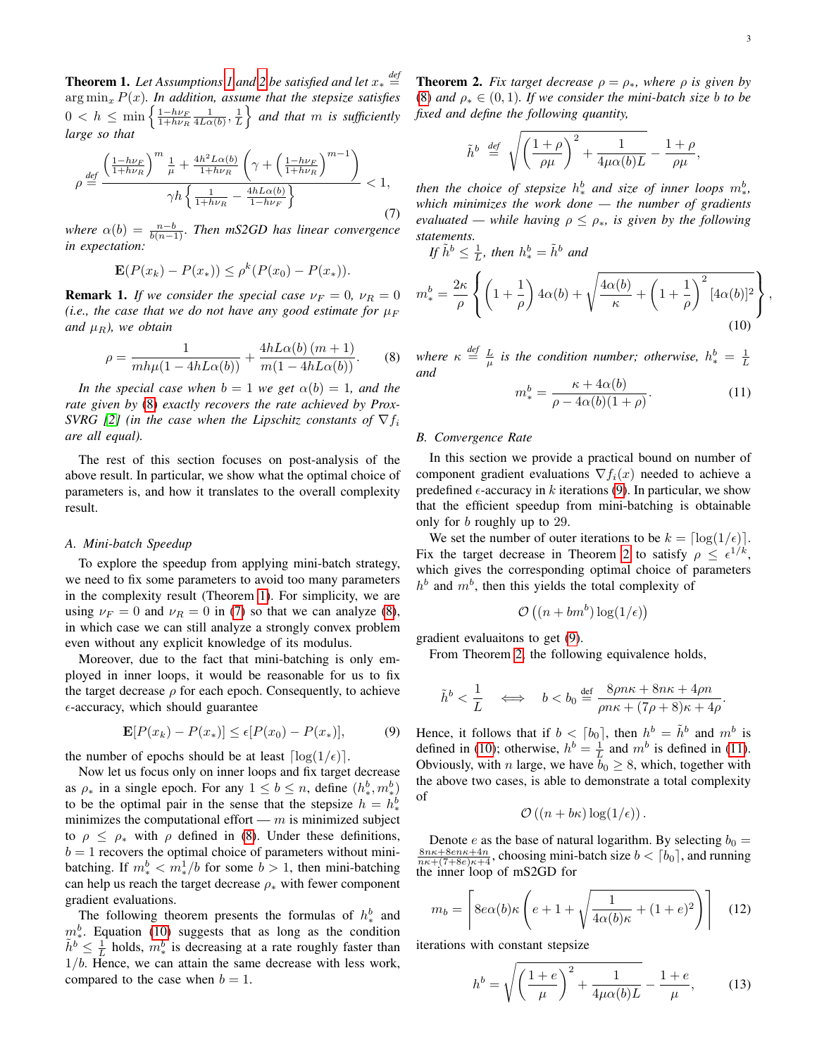**Theorem 1.** *Let Assumptions 1 and 2 be satisfied and let $x_* \stackrel{def}{=} \arg\min_x P(x)$. In addition, assume that the stepsize satisfies $0 < h \leq \min\left\{\frac{1-h\nu_F}{1+h\nu_R}\frac{1}{4L\alpha(b)}, \frac{1}{L}\right\}$ and that $m$ is sufficiently large so that*

$$\rho \stackrel{def}{=} \frac{\left(\frac{1-h\nu_F}{1+h\nu_R}\right)^m \frac{1}{\mu} + \frac{4h^2L\alpha(b)}{1+h\nu_R}\left(\gamma + \left(\frac{1-h\nu_F}{1+h\nu_R}\right)^{m-1}\right)}{\gamma h \left\{\frac{1}{1+h\nu_R} - \frac{4hL\alpha(b)}{1-h\nu_F}\right\}} < 1, \tag{7}$$

*where $\alpha(b) = \frac{n-b}{b(n-1)}$. Then mS2GD has linear convergence in expectation:*

$$\mathbf{E}(P(x_k) - P(x_*)) \leq \rho^k (P(x_0) - P(x_*)).$$

**Remark 1.** *If we consider the special case $\nu_F = 0$, $\nu_R = 0$ (i.e., the case that we do not have any good estimate for $\mu_F$ and $\mu_R$), we obtain*

$$\rho = \frac{1}{mh\mu(1-4hL\alpha(b))} + \frac{4hL\alpha(b)\,(m+1)}{m(1-4hL\alpha(b))}. \tag{8}$$

*In the special case when $b = 1$ we get $\alpha(b) = 1$, and the rate given by (8) exactly recovers the rate achieved by Prox-SVRG [2] (in the case when the Lipschitz constants of $\nabla f_i$ are all equal).*

The rest of this section focuses on post-analysis of the above result. In particular, we show what the optimal choice of parameters is, and how it translates to the overall complexity result.

### A. Mini-batch Speedup

To explore the speedup from applying mini-batch strategy, we need to fix some parameters to avoid too many parameters in the complexity result (Theorem 1). For simplicity, we are using $\nu_F = 0$ and $\nu_R = 0$ in (7) so that we can analyze (8), in which case we can still analyze a strongly convex problem even without any explicit knowledge of its modulus.

Moreover, due to the fact that mini-batching is only employed in inner loops, it would be reasonable for us to fix the target decrease $\rho$ for each epoch. Consequently, to achieve $\epsilon$-accuracy, which should guarantee

$$\mathbf{E}[P(x_k) - P(x_*)] \leq \epsilon[P(x_0) - P(x_*)], \tag{9}$$

the number of epochs should be at least $\lceil \log(1/\epsilon) \rceil$.

Now let us focus only on inner loops and fix target decrease as $\rho_*$ in a single epoch. For any $1 \leq b \leq n$, define $(h_*^b, m_*^b)$ to be the optimal pair in the sense that the stepsize $h = h_*^b$ minimizes the computational effort — $m$ is minimized subject to $\rho \leq \rho_*$ with $\rho$ defined in (8). Under these definitions, $b = 1$ recovers the optimal choice of parameters without mini-batching. If $m_*^b < m_*^1/b$ for some $b > 1$, then mini-batching can help us reach the target decrease $\rho_*$ with fewer component gradient evaluations.

The following theorem presents the formulas of $h_*^b$ and $m_*^b$. Equation (10) suggests that as long as the condition $\tilde{h}^b \leq \frac{1}{L}$ holds, $m_*^b$ is decreasing at a rate roughly faster than $1/b$. Hence, we can attain the same decrease with less work, compared to the case when $b = 1$.

**Theorem 2.** *Fix target decrease $\rho = \rho_*$, where $\rho$ is given by (8) and $\rho_* \in (0,1)$. If we consider the mini-batch size $b$ to be fixed and define the following quantity,*

$$\tilde{h}^b \stackrel{def}{=} \sqrt{\left(\frac{1+\rho}{\rho\mu}\right)^2 + \frac{1}{4\mu\alpha(b)L}} - \frac{1+\rho}{\rho\mu},$$

*then the choice of stepsize $h_*^b$ and size of inner loops $m_*^b$, which minimizes the work done — the number of gradients evaluated — while having $\rho \leq \rho_*$, is given by the following statements.*

*If $\tilde{h}^b \leq \frac{1}{L}$, then $h_*^b = \tilde{h}^b$ and*

$$m_*^b = \frac{2\kappa}{\rho}\left\{\left(1+\frac{1}{\rho}\right)4\alpha(b) + \sqrt{\frac{4\alpha(b)}{\kappa} + \left(1+\frac{1}{\rho}\right)^2 [4\alpha(b)]^2}\right\}, \tag{10}$$

*where $\kappa \stackrel{def}{=} \frac{L}{\mu}$ is the condition number; otherwise, $h_*^b = \frac{1}{L}$ and*

$$m_*^b = \frac{\kappa + 4\alpha(b)}{\rho - 4\alpha(b)(1+\rho)}. \tag{11}$$

### B. Convergence Rate

In this section we provide a practical bound on number of component gradient evaluations $\nabla f_i(x)$ needed to achieve a predefined $\epsilon$-accuracy in $k$ iterations (9). In particular, we show that the efficient speedup from mini-batching is obtainable only for $b$ roughly up to 29.

We set the number of outer iterations to be $k = \lceil \log(1/\epsilon) \rceil$. Fix the target decrease in Theorem 2 to satisfy $\rho \leq \epsilon^{1/k}$, which gives the corresponding optimal choice of parameters $h^b$ and $m^b$, then this yields the total complexity of

$$\mathcal{O}\left((n + bm^b)\log(1/\epsilon)\right)$$

gradient evaluaitons to get (9).

From Theorem 2, the following equivalence holds,

$$\tilde{h}^b < \frac{1}{L} \quad \Longleftrightarrow \quad b < b_0 \stackrel{def}{=} \frac{8\rho n\kappa + 8n\kappa + 4\rho n}{\rho n\kappa + (7\rho + 8)\kappa + 4\rho}.$$

Hence, it follows that if $b < \lceil b_0 \rceil$, then $h^b = \tilde{h}^b$ and $m^b$ is defined in (10); otherwise, $h^b = \frac{1}{L}$ and $m^b$ is defined in (11). Obviously, with $n$ large, we have $b_0 \geq 8$, which, together with the above two cases, is able to demonstrate a total complexity of

$$\mathcal{O}\left((n + b\kappa)\log(1/\epsilon)\right).$$

Denote $e$ as the base of natural logarithm. By selecting $b_0 = \frac{8n\kappa + 8en\kappa + 4n}{n\kappa + (7+8e)\kappa + 4}$, choosing mini-batch size $b < \lceil b_0 \rceil$, and running the inner loop of mS2GD for

$$m_b = \left\lceil 8e\alpha(b)\kappa\left(e + 1 + \sqrt{\frac{1}{4\alpha(b)\kappa} + (1+e)^2}\right)\right\rceil \tag{12}$$

iterations with constant stepsize

$$h^b = \sqrt{\left(\frac{1+e}{\mu}\right)^2 + \frac{1}{4\mu\alpha(b)L}} - \frac{1+e}{\mu}, \tag{13}$$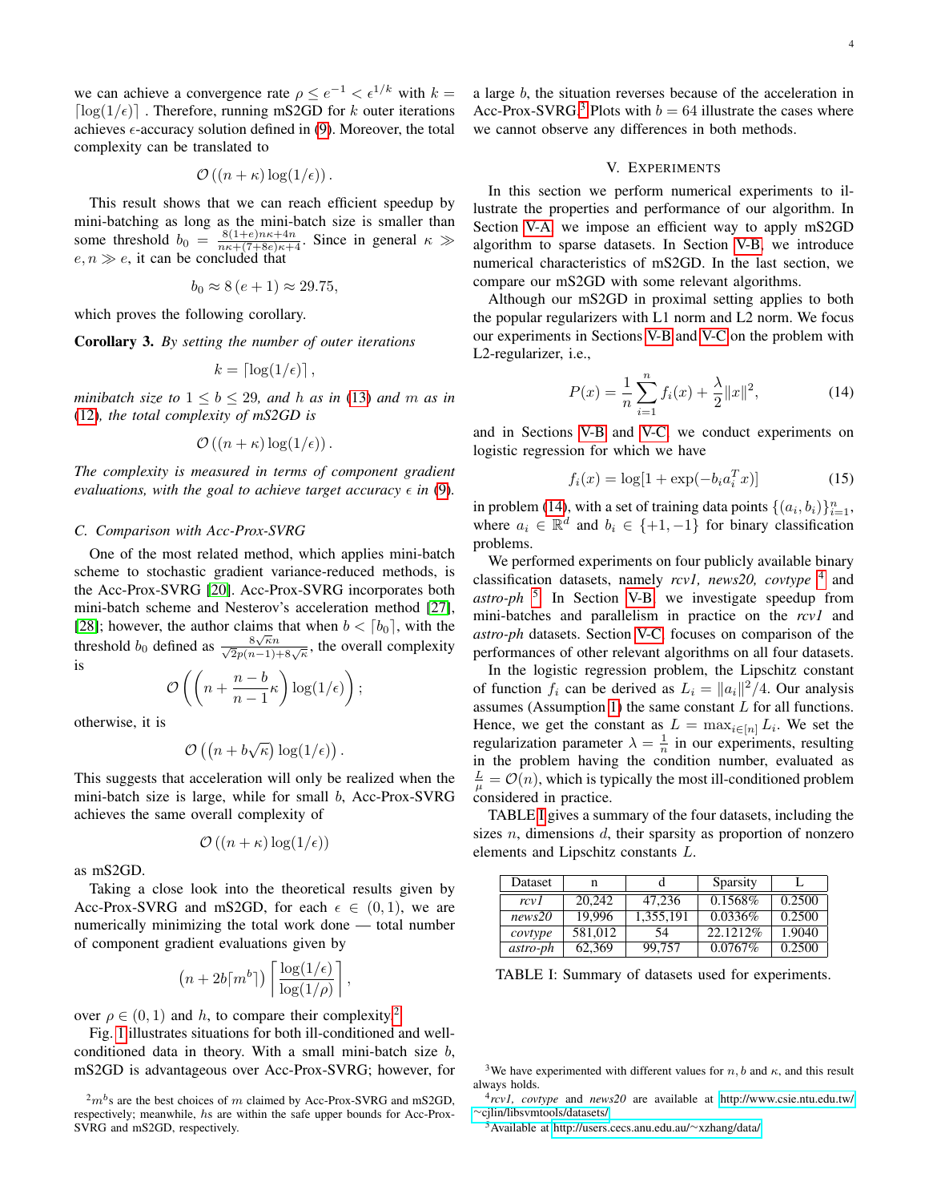we can achieve a convergence rate $\rho \leq e^{-1} < \epsilon^{1/k}$ with $k = \lceil \log(1/\epsilon) \rceil$ . Therefore, running mS2GD for $k$ outer iterations achieves $\epsilon$-accuracy solution defined in (9). Moreover, the total complexity can be translated to

$$\mathcal{O}\left((n+\kappa)\log(1/\epsilon)\right).$$

This result shows that we can reach efficient speedup by mini-batching as long as the mini-batch size is smaller than some threshold $b_0 = \frac{8(1+e)n\kappa+4n}{n\kappa+(7+8e)\kappa+4}$. Since in general $\kappa \gg e, n \gg e$, it can be concluded that

$$b_0 \approx 8\left(e+1\right) \approx 29.75,$$

which proves the following corollary.

**Corollary 3.** *By setting the number of outer iterations*

$$k = \lceil \log(1/\epsilon) \rceil ,$$

*minibatch size to* $1 \leq b \leq 29$*, and* $h$ *as in* (13) *and* $m$ *as in* (12)*, the total complexity of mS2GD is*

$$\mathcal{O}\left((n+\kappa)\log(1/\epsilon)\right).$$

*The complexity is measured in terms of component gradient evaluations, with the goal to achieve target accuracy* $\epsilon$ *in* (9)*.*

### C. Comparison with Acc-Prox-SVRG

One of the most related method, which applies mini-batch scheme to stochastic gradient variance-reduced methods, is the Acc-Prox-SVRG [20]. Acc-Prox-SVRG incorporates both mini-batch scheme and Nesterov's acceleration method [27], [28]; however, the author claims that when $b < \lceil b_0 \rceil$, with the threshold $b_0$ defined as $\frac{8\sqrt{\kappa}n}{\sqrt{2}p(n-1)+8\sqrt{\kappa}}$, the overall complexity is

$$\mathcal{O}\left(\left(n+\frac{n-b}{n-1}\kappa\right)\log(1/\epsilon)\right);$$

otherwise, it is

$$\mathcal{O}\left(\left(n+b\sqrt{\kappa}\right)\log(1/\epsilon)\right).$$

This suggests that acceleration will only be realized when the mini-batch size is large, while for small $b$, Acc-Prox-SVRG achieves the same overall complexity of

$$\mathcal{O}\left((n+\kappa)\log(1/\epsilon)\right)$$

as mS2GD.

Taking a close look into the theoretical results given by Acc-Prox-SVRG and mS2GD, for each $\epsilon \in (0,1)$, we are numerically minimizing the total work done — total number of component gradient evaluations given by

$$\left(n+2b\lceil m^b \rceil\right)\left\lceil \frac{\log(1/\epsilon)}{\log(1/\rho)} \right\rceil,$$

over $\rho \in (0,1)$ and $h$, to compare their complexity.[2]

Fig. 1 illustrates situations for both ill-conditioned and well-conditioned data in theory. With a small mini-batch size $b$, mS2GD is advantageous over Acc-Prox-SVRG; however, for a large $b$, the situation reverses because of the acceleration in Acc-Prox-SVRG.[3] Plots with $b = 64$ illustrate the cases where we cannot observe any differences in both methods.

[2] $m^b$s are the best choices of $m$ claimed by Acc-Prox-SVRG and mS2GD, respectively; meanwhile, $h$s are within the safe upper bounds for Acc-Prox-SVRG and mS2GD, respectively.

## V. Experiments

In this section we perform numerical experiments to illustrate the properties and performance of our algorithm. In Section V-A, we impose an efficient way to apply mS2GD algorithm to sparse datasets. In Section V-B, we introduce numerical characteristics of mS2GD. In the last section, we compare our mS2GD with some relevant algorithms.

Although our mS2GD in proximal setting applies to both the popular regularizers with L1 norm and L2 norm. We focus our experiments in Sections V-B and V-C on the problem with L2-regularizer, i.e.,

$$P(x) = \frac{1}{n}\sum_{i=1}^{n} f_i(x) + \frac{\lambda}{2}\|x\|^2, \tag{14}$$

and in Sections V-B and V-C we conduct experiments on logistic regression for which we have

$$f_i(x) = \log[1+\exp(-b_i a_i^T x)] \tag{15}$$

in problem (14), with a set of training data points $\{(a_i, b_i)\}_{i=1}^n$, where $a_i \in \mathbb{R}^d$ and $b_i \in \{+1, -1\}$ for binary classification problems.

We performed experiments on four publicly available binary classification datasets, namely *rcv1, news20, covtype* [4] and *astro-ph* [5]. In Section V-B we investigate speedup from mini-batches and parallelism in practice on the *rcv1* and *astro-ph* datasets. Section V-C focuses on comparison of the performances of other relevant algorithms on all four datasets.

In the logistic regression problem, the Lipschitz constant of function $f_i$ can be derived as $L_i = \|a_i\|^2/4$. Our analysis assumes (Assumption 1) the same constant $L$ for all functions. Hence, we get the constant as $L = \max_{i\in[n]} L_i$. We set the regularization parameter $\lambda = \frac{1}{n}$ in our experiments, resulting in the problem having the condition number, evaluated as $\frac{L}{\mu} = \mathcal{O}(n)$, which is typically the most ill-conditioned problem considered in practice.

TABLE I gives a summary of the four datasets, including the sizes $n$, dimensions $d$, their sparsity as proportion of nonzero elements and Lipschitz constants $L$.

| Dataset | n | d | Sparsity | L |
|---|---|---|---|---|
| *rcv1* | 20,242 | 47,236 | 0.1568% | 0.2500 |
| *news20* | 19,996 | 1,355,191 | 0.0336% | 0.2500 |
| *covtype* | 581,012 | 54 | 22.1212% | 1.9040 |
| *astro-ph* | 62,369 | 99,757 | 0.0767% | 0.2500 |

TABLE I: Summary of datasets used for experiments.

[3] We have experimented with different values for $n, b$ and $\kappa$, and this result always holds.

[4] *rcv1, covtype* and *news20* are available at http://www.csie.ntu.edu.tw/~cjlin/libsvmtools/datasets/.

[5] Available at http://users.cecs.anu.edu.au/~xzhang/data/.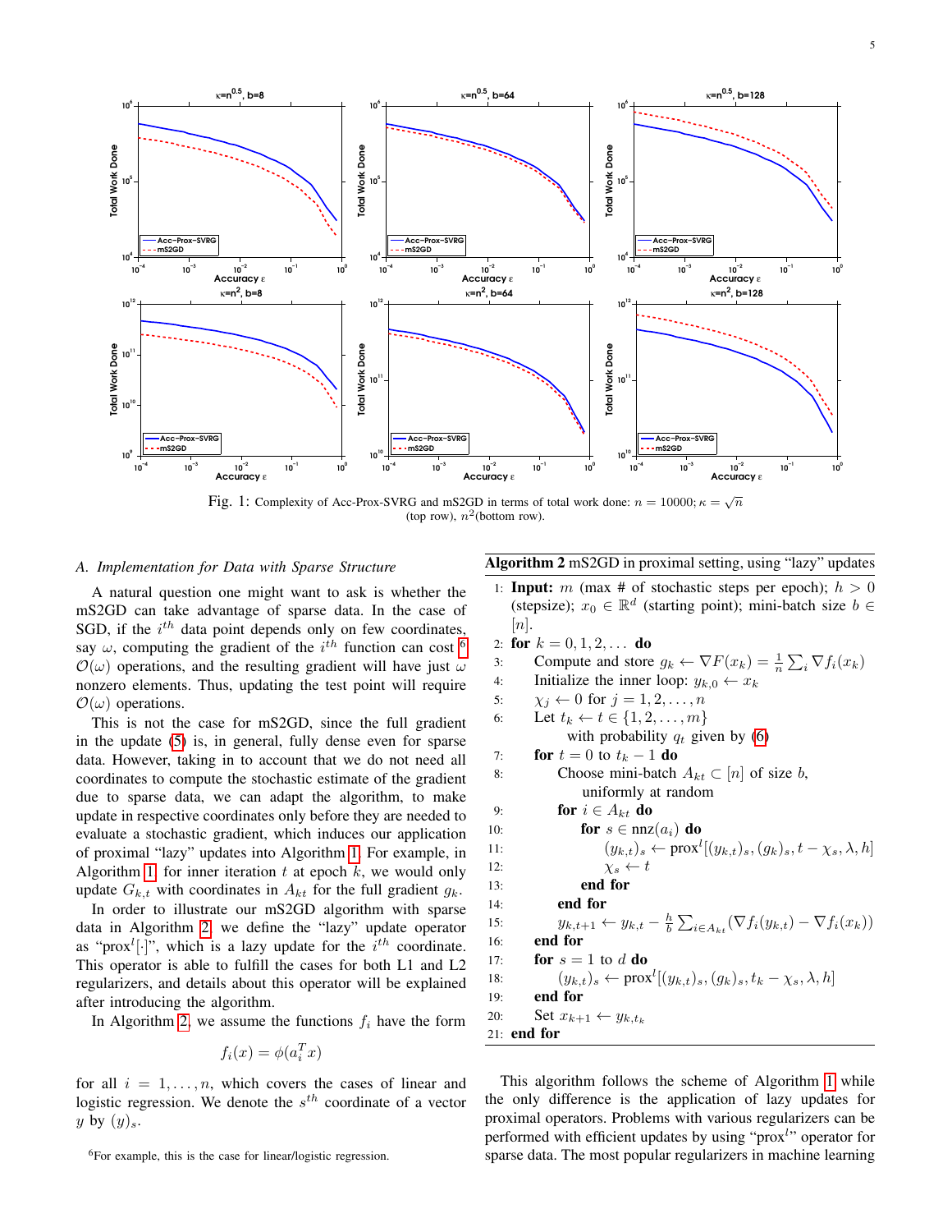Fig. 1: Complexity of Acc-Prox-SVRG and mS2GD in terms of total work done: $n = 10000$; $\kappa = \sqrt{n}$ (top row), $n^2$(bottom row).

### A. Implementation for Data with Sparse Structure

A natural question one might want to ask is whether the mS2GD can take advantage of sparse data. In the case of SGD, if the $i^{th}$ data point depends only on few coordinates, say $\omega$, computing the gradient of the $i^{th}$ function can cost [6] $\mathcal{O}(\omega)$ operations, and the resulting gradient will have just $\omega$ nonzero elements. Thus, updating the test point will require $\mathcal{O}(\omega)$ operations.

This is not the case for mS2GD, since the full gradient in the update (5) is, in general, fully dense even for sparse data. However, taking in to account that we do not need all coordinates to compute the stochastic estimate of the gradient due to sparse data, we can adapt the algorithm, to make update in respective coordinates only before they are needed to evaluate a stochastic gradient, which induces our application of proximal "lazy" updates into Algorithm 1. For example, in Algorithm 1 for inner iteration $t$ at epoch $k$, we would only update $G_{k,t}$ with coordinates in $A_{kt}$ for the full gradient $g_k$.

In order to illustrate our mS2GD algorithm with sparse data in Algorithm 2, we define the "lazy" update operator as "$\text{prox}^l[\cdot]$", which is a lazy update for the $i^{th}$ coordinate. This operator is able to fulfill the cases for both L1 and L2 regularizers, and details about this operator will be explained after introducing the algorithm.

In Algorithm 2, we assume the functions $f_i$ have the form

$$f_i(x) = \phi(a_i^T x)$$

for all $i = 1, \dots, n$, which covers the cases of linear and logistic regression. We denote the $s^{th}$ coordinate of a vector $y$ by $(y)_s$.

[6] For example, this is the case for linear/logistic regression.

**Algorithm 2** mS2GD in proximal setting, using "lazy" updates

1: **Input:** $m$ (max # of stochastic steps per epoch); $h > 0$ (stepsize); $x_0 \in \mathbb{R}^d$ (starting point); mini-batch size $b \in [n]$.
2: **for** $k = 0, 1, 2, \dots$ **do**
3: Compute and store $g_k \leftarrow \nabla F(x_k) = \frac{1}{n} \sum_i \nabla f_i(x_k)$
4: Initialize the inner loop: $y_{k,0} \leftarrow x_k$
5: $\chi_j \leftarrow 0$ for $j = 1, 2, \dots, n$
6: Let $t_k \leftarrow t \in \{1, 2, \dots, m\}$ with probability $q_t$ given by (6)
7: **for** $t = 0$ to $t_k - 1$ **do**
8: Choose mini-batch $A_{kt} \subset [n]$ of size $b$, uniformly at random
9: **for** $i \in A_{kt}$ **do**
10: **for** $s \in \text{nnz}(a_i)$ **do**
11: $(y_{k,t})_s \leftarrow \text{prox}^l[(y_{k,t})_s, (g_k)_s, t - \chi_s, \lambda, h]$
12: $\chi_s \leftarrow t$
13: **end for**
14: **end for**
15: $y_{k,t+1} \leftarrow y_{k,t} - \frac{h}{b} \sum_{i \in A_{kt}} (\nabla f_i(y_{k,t}) - \nabla f_i(x_k))$
16: **end for**
17: **for** $s = 1$ to $d$ **do**
18: $(y_{k,t})_s \leftarrow \text{prox}^l[(y_{k,t})_s, (g_k)_s, t_k - \chi_s, \lambda, h]$
19: **end for**
20: Set $x_{k+1} \leftarrow y_{k,t_k}$
21: **end for**

This algorithm follows the scheme of Algorithm 1 while the only difference is the application of lazy updates for proximal operators. Problems with various regularizers can be performed with efficient updates by using "$\text{prox}^l$" operator for sparse data. The most popular regularizers in machine learning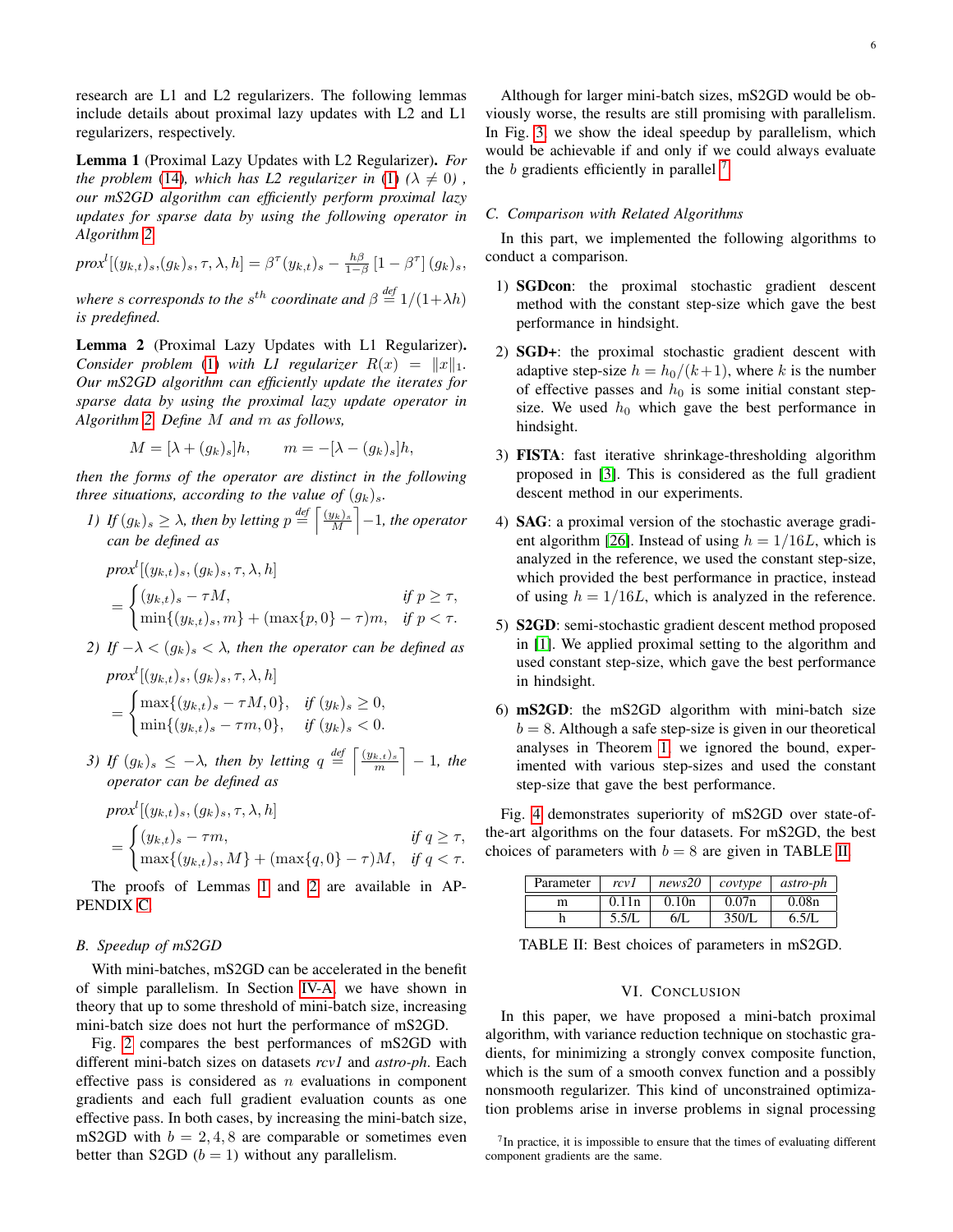research are L1 and L2 regularizers. The following lemmas include details about proximal lazy updates with L2 and L1 regularizers, respectively.

**Lemma 1** (Proximal Lazy Updates with L2 Regularizer)**.** *For the problem* (14)*, which has L2 regularizer in* (1) *($\lambda \neq 0$) , our mS2GD algorithm can efficiently perform proximal lazy updates for sparse data by using the following operator in Algorithm 2*

$$prox^l[(y_{k,t})_s,(g_k)_s,\tau,\lambda,h] = \beta^\tau (y_{k,t})_s - \tfrac{h\beta}{1-\beta}\left[1-\beta^\tau\right](g_k)_s,$$

*where $s$ corresponds to the $s^{th}$ coordinate and $\beta \overset{def}{=} 1/(1+\lambda h)$ is predefined.*

**Lemma 2** (Proximal Lazy Updates with L1 Regularizer)**.** *Consider problem* (1) *with L1 regularizer $R(x) = \|x\|_1$. Our mS2GD algorithm can efficiently update the iterates for sparse data by using the proximal lazy update operator in Algorithm 2. Define $M$ and $m$ as follows,*

$$M = [\lambda + (g_k)_s]h, \qquad m = -[\lambda - (g_k)_s]h,$$

*then the forms of the operator are distinct in the following three situations, according to the value of $(g_k)_s$.*

1) *If $(g_k)_s \geq \lambda$, then by letting $p \overset{def}{=} \left\lceil \frac{(y_k)_s}{M} \right\rceil - 1$, the operator can be defined as*

$$prox^l[(y_{k,t})_s,(g_k)_s,\tau,\lambda,h] = \begin{cases} (y_{k,t})_s - \tau M, & \text{if } p \geq \tau, \\ \min\{(y_{k,t})_s, m\} + (\max\{p,0\}-\tau)m, & \text{if } p < \tau. \end{cases}$$

2) *If $-\lambda < (g_k)_s < \lambda$, then the operator can be defined as*

$$prox^l[(y_{k,t})_s,(g_k)_s,\tau,\lambda,h] = \begin{cases} \max\{(y_{k,t})_s - \tau M, 0\}, & \text{if } (y_k)_s \geq 0, \\ \min\{(y_{k,t})_s - \tau m, 0\}, & \text{if } (y_k)_s < 0. \end{cases}$$

3) *If $(g_k)_s \leq -\lambda$, then by letting $q \overset{def}{=} \left\lceil \frac{(y_{k,t})_s}{m} \right\rceil - 1$, the operator can be defined as*

$$prox^l[(y_{k,t})_s,(g_k)_s,\tau,\lambda,h] = \begin{cases} (y_{k,t})_s - \tau m, & \text{if } q \geq \tau, \\ \max\{(y_{k,t})_s, M\} + (\max\{q,0\}-\tau)M, & \text{if } q < \tau. \end{cases}$$

The proofs of Lemmas 1 and 2 are available in APPENDIX C.

### B. Speedup of mS2GD

With mini-batches, mS2GD can be accelerated in the benefit of simple parallelism. In Section IV-A, we have shown in theory that up to some threshold of mini-batch size, increasing mini-batch size does not hurt the performance of mS2GD.

Fig. 2 compares the best performances of mS2GD with different mini-batch sizes on datasets *rcv1* and *astro-ph*. Each effective pass is considered as $n$ evaluations in component gradients and each full gradient evaluation counts as one effective pass. In both cases, by increasing the mini-batch size, mS2GD with $b = 2, 4, 8$ are comparable or sometimes even better than S2GD ($b = 1$) without any parallelism.

Although for larger mini-batch sizes, mS2GD would be obviously worse, the results are still promising with parallelism. In Fig. 3, we show the ideal speedup by parallelism, which would be achievable if and only if we could always evaluate the $b$ gradients efficiently in parallel [7].

### C. Comparison with Related Algorithms

In this part, we implemented the following algorithms to conduct a comparison.

1) **SGDcon**: the proximal stochastic gradient descent method with the constant step-size which gave the best performance in hindsight.
2) **SGD+**: the proximal stochastic gradient descent with adaptive step-size $h = h_0/(k+1)$, where $k$ is the number of effective passes and $h_0$ is some initial constant step-size. We used $h_0$ which gave the best performance in hindsight.
3) **FISTA**: fast iterative shrinkage-thresholding algorithm proposed in [3]. This is considered as the full gradient descent method in our experiments.
4) **SAG**: a proximal version of the stochastic average gradient algorithm [26]. Instead of using $h = 1/16L$, which is analyzed in the reference, we used the constant step-size, which provided the best performance in practice, instead of using $h = 1/16L$, which is analyzed in the reference.
5) **S2GD**: semi-stochastic gradient descent method proposed in [1]. We applied proximal setting to the algorithm and used constant step-size, which gave the best performance in hindsight.
6) **mS2GD**: the mS2GD algorithm with mini-batch size $b = 8$. Although a safe step-size is given in our theoretical analyses in Theorem 1, we ignored the bound, experimented with various step-sizes and used the constant step-size that gave the best performance.

Fig. 4 demonstrates superiority of mS2GD over state-of-the-art algorithms on the four datasets. For mS2GD, the best choices of parameters with $b = 8$ are given in TABLE II.

| Parameter | *rcv1* | *news20* | *covtype* | *astro-ph* |
|---|---|---|---|---|
| m | 0.11n | 0.10n | 0.07n | 0.08n |
| h | 5.5/L | 6/L | 350/L | 6.5/L |

TABLE II: Best choices of parameters in mS2GD.

## VI. Conclusion

In this paper, we have proposed a mini-batch proximal algorithm, with variance reduction technique on stochastic gradients, for minimizing a strongly convex composite function, which is the sum of a smooth convex function and a possibly nonsmooth regularizer. This kind of unconstrained optimization problems arise in inverse problems in signal processing

[7] In practice, it is impossible to ensure that the times of evaluating different component gradients are the same.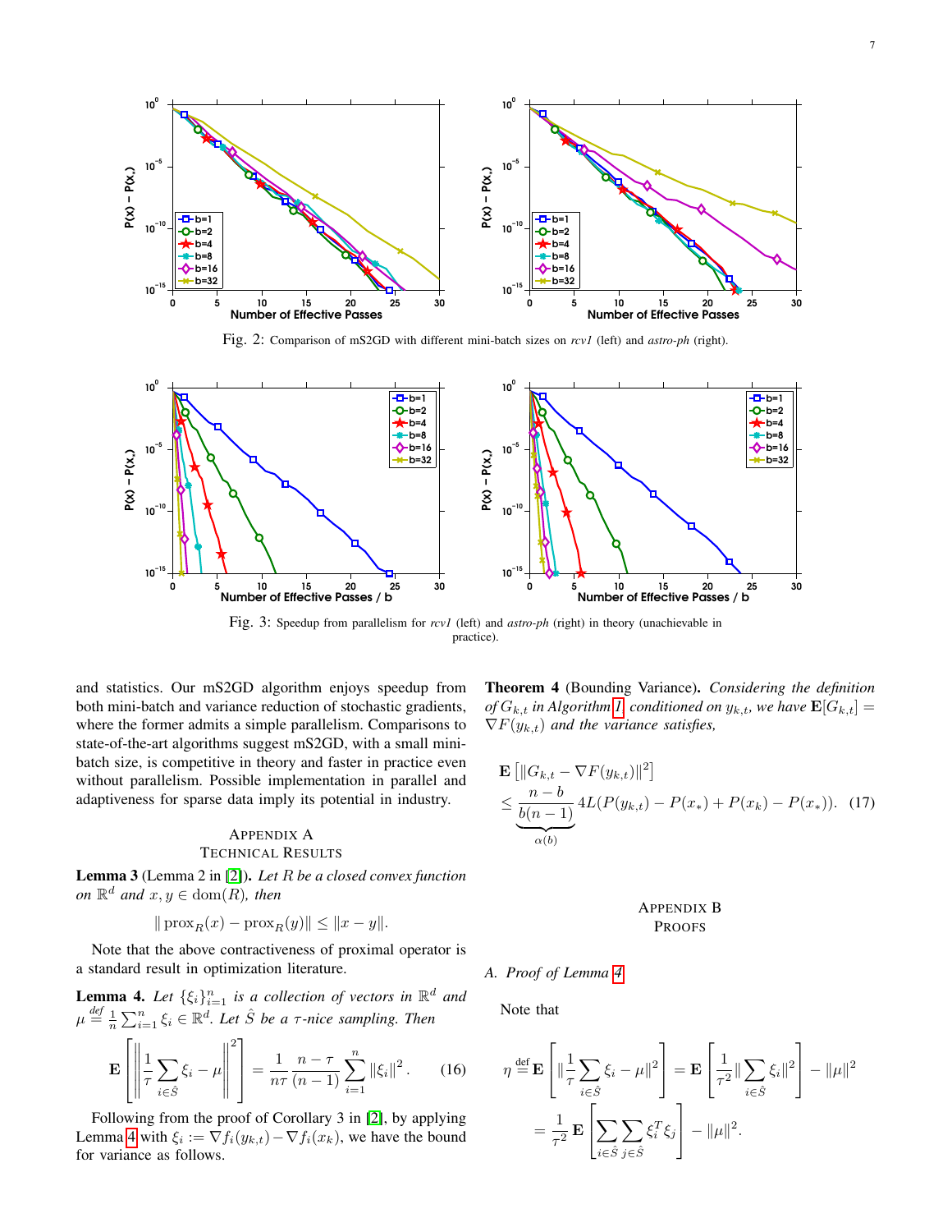Fig. 2: Comparison of mS2GD with different mini-batch sizes on *rcv1* (left) and *astro-ph* (right).

Fig. 3: Speedup from parallelism for *rcv1* (left) and *astro-ph* (right) in theory (unachievable in practice).

and statistics. Our mS2GD algorithm enjoys speedup from both mini-batch and variance reduction of stochastic gradients, where the former admits a simple parallelism. Comparisons to state-of-the-art algorithms suggest mS2GD, with a small mini-batch size, is competitive in theory and faster in practice even without parallelism. Possible implementation in parallel and adaptiveness for sparse data imply its potential in industry.

## Appendix A
## Technical Results

**Lemma 3** (Lemma 2 in [2]). *Let $R$ be a closed convex function on $\mathbb{R}^d$ and $x, y \in \mathrm{dom}(R)$, then*

$$\| \mathrm{prox}_R(x) - \mathrm{prox}_R(y) \| \leq \|x - y\|.$$

Note that the above contractiveness of proximal operator is a standard result in optimization literature.

**Lemma 4.** *Let $\{\xi_i\}_{i=1}^n$ is a collection of vectors in $\mathbb{R}^d$ and $\mu \overset{def}{=} \frac{1}{n}\sum_{i=1}^n \xi_i \in \mathbb{R}^d$. Let $\hat{S}$ be a $\tau$-nice sampling. Then*

$$\mathbf{E}\left[\left\|\frac{1}{\tau}\sum_{i\in\hat{S}} \xi_i - \mu\right\|^2\right] = \frac{1}{n\tau}\frac{n-\tau}{(n-1)}\sum_{i=1}^n \|\xi_i\|^2. \quad (16)$$

Following from the proof of Corollary 3 in [2], by applying Lemma 4 with $\xi_i := \nabla f_i(y_{k,t}) - \nabla f_i(x_k)$, we have the bound for variance as follows.

**Theorem 4** (Bounding Variance). *Considering the definition of $G_{k,t}$ in Algorithm 1, conditioned on $y_{k,t}$, we have $\mathbf{E}[G_{k,t}] = \nabla F(y_{k,t})$ and the variance satisfies,*

$$\mathbf{E}\left[\|G_{k,t} - \nabla F(y_{k,t})\|^2\right] \leq \underbrace{\frac{n-b}{b(n-1)}}_{\alpha(b)} 4L(P(y_{k,t}) - P(x_*) + P(x_k) - P(x_*)). \quad (17)$$

## Appendix B
## Proofs

### A. Proof of Lemma 4

Note that

$$\eta \overset{\text{def}}{=} \mathbf{E}\left[\|\frac{1}{\tau}\sum_{i\in\hat{S}}\xi_i - \mu\|^2\right] = \mathbf{E}\left[\frac{1}{\tau^2}\|\sum_{i\in\hat{S}}\xi_i\|^2\right] - \|\mu\|^2$$

$$= \frac{1}{\tau^2}\mathbf{E}\left[\sum_{i\in\hat{S}}\sum_{j\in\hat{S}}\xi_i^T\xi_j\right] - \|\mu\|^2.$$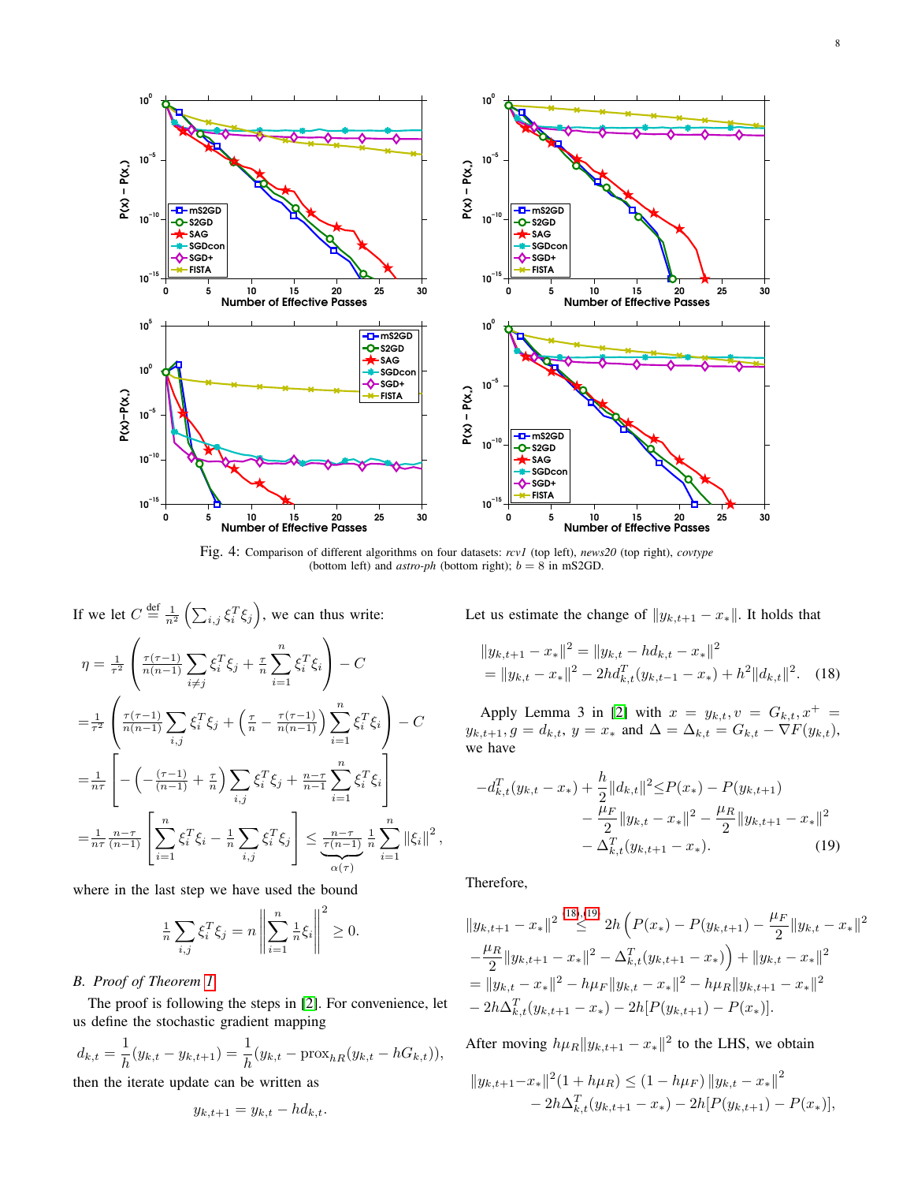Fig. 4: Comparison of different algorithms on four datasets: *rcv1* (top left), *news20* (top right), *covtype* (bottom left) and *astro-ph* (bottom right); $b = 8$ in mS2GD.

If we let $C \stackrel{\text{def}}{=} \frac{1}{n^2}\left(\sum_{i,j}\xi_i^T\xi_j\right)$, we can thus write:

$$
\begin{aligned}
\eta &= \tfrac{1}{\tau^2}\left(\tfrac{\tau(\tau-1)}{n(n-1)}\sum_{i\neq j}\xi_i^T\xi_j + \tfrac{\tau}{n}\sum_{i=1}^n \xi_i^T\xi_i\right) - C \\
&= \tfrac{1}{\tau^2}\left(\tfrac{\tau(\tau-1)}{n(n-1)}\sum_{i,j}\xi_i^T\xi_j + \left(\tfrac{\tau}{n} - \tfrac{\tau(\tau-1)}{n(n-1)}\right)\sum_{i=1}^n \xi_i^T\xi_i\right) - C \\
&= \tfrac{1}{n\tau}\left[-\left(-\tfrac{(\tau-1)}{(n-1)} + \tfrac{\tau}{n}\right)\sum_{i,j}\xi_i^T\xi_j + \tfrac{n-\tau}{n-1}\sum_{i=1}^n \xi_i^T\xi_i\right] \\
&= \tfrac{1}{n\tau}\tfrac{n-\tau}{(n-1)}\left[\sum_{i=1}^n \xi_i^T\xi_i - \tfrac{1}{n}\sum_{i,j}\xi_i^T\xi_j\right] \le \underbrace{\tfrac{n-\tau}{\tau(n-1)}}_{\alpha(\tau)}\tfrac{1}{n}\sum_{i=1}^n\|\xi_i\|^2,
\end{aligned}
$$

where in the last step we have used the bound

$$\tfrac{1}{n}\sum_{i,j}\xi_i^T\xi_j = n\left\|\sum_{i=1}^n \tfrac{1}{n}\xi_i\right\|^2 \ge 0.$$

### B. Proof of Theorem 1

The proof is following the steps in [2]. For convenience, let us define the stochastic gradient mapping

$$d_{k,t} = \frac{1}{h}(y_{k,t} - y_{k,t+1}) = \frac{1}{h}(y_{k,t} - \text{prox}_{hR}(y_{k,t} - hG_{k,t})),$$

then the iterate update can be written as

$$y_{k,t+1} = y_{k,t} - hd_{k,t}.$$

Let us estimate the change of $\|y_{k,t+1} - x_*\|$. It holds that

$$
\begin{aligned}
\|y_{k,t+1} - x_*\|^2 &= \|y_{k,t} - hd_{k,t} - x_*\|^2 \\
&= \|y_{k,t} - x_*\|^2 - 2hd_{k,t}^T(y_{k,t-1} - x_*) + h^2\|d_{k,t}\|^2. \quad (18)
\end{aligned}
$$

Apply Lemma 3 in [2] with $x = y_{k,t}, v = G_{k,t}, x^+ = y_{k,t+1}, g = d_{k,t}$, $y = x_*$ and $\Delta = \Delta_{k,t} = G_{k,t} - \nabla F(y_{k,t})$, we have

$$
\begin{aligned}
-d_{k,t}^T(y_{k,t} - x_*) + \frac{h}{2}\|d_{k,t}\|^2 \le\, & P(x_*) - P(y_{k,t+1}) \\
& - \frac{\mu_F}{2}\|y_{k,t} - x_*\|^2 - \frac{\mu_R}{2}\|y_{k,t+1} - x_*\|^2 \\
& - \Delta_{k,t}^T(y_{k,t+1} - x_*). \quad (19)
\end{aligned}
$$

Therefore,

$$
\begin{aligned}
\|y_{k,t+1} - x_*\|^2 &\overset{(18),(19)}{\le} 2h\Big(P(x_*) - P(y_{k,t+1}) - \frac{\mu_F}{2}\|y_{k,t} - x_*\|^2 \\
&\quad - \frac{\mu_R}{2}\|y_{k,t+1} - x_*\|^2 - \Delta_{k,t}^T(y_{k,t+1} - x_*)\Big) + \|y_{k,t} - x_*\|^2 \\
&= \|y_{k,t} - x_*\|^2 - h\mu_F\|y_{k,t} - x_*\|^2 - h\mu_R\|y_{k,t+1} - x_*\|^2 \\
&\quad - 2h\Delta_{k,t}^T(y_{k,t+1} - x_*) - 2h[P(y_{k,t+1}) - P(x_*)].
\end{aligned}
$$

After moving $h\mu_R\|y_{k,t+1} - x_*\|^2$ to the LHS, we obtain

$$
\begin{aligned}
\|y_{k,t+1} - x_*\|^2(1 + h\mu_R) \le\, & (1 - h\mu_F)\|y_{k,t} - x_*\|^2 \\
& - 2h\Delta_{k,t}^T(y_{k,t+1} - x_*) - 2h[P(y_{k,t+1}) - P(x_*)],
\end{aligned}
$$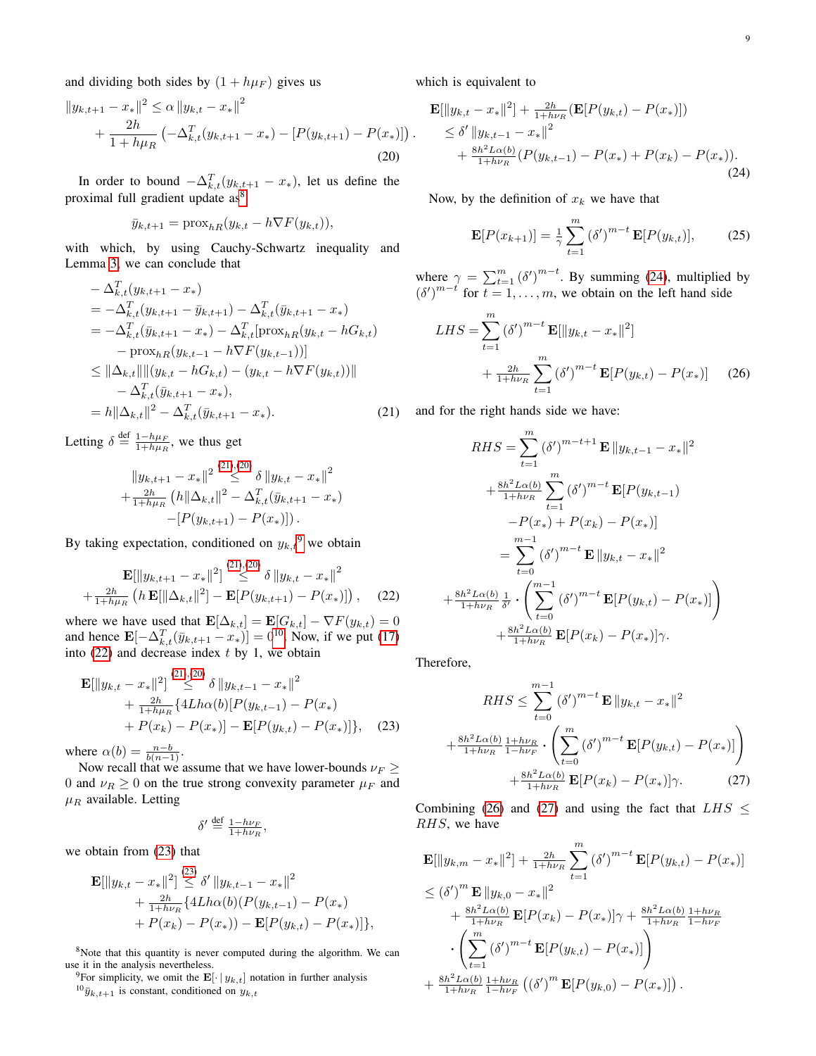and dividing both sides by $(1 + h\mu_F)$ gives us

$$
\begin{aligned}
\|y_{k,t+1} - x_*\|^2 &\leq \alpha \|y_{k,t} - x_*\|^2 \\
&+ \frac{2h}{1 + h\mu_R} \left(-\Delta_{k,t}^T(y_{k,t+1} - x_*) - [P(y_{k,t+1}) - P(x_*)]\right).
\end{aligned} \tag{20}
$$

In order to bound $-\Delta_{k,t}^T(y_{k,t+1} - x_*)$, let us define the proximal full gradient update as[8]

$$
\bar{y}_{k,t+1} = \text{prox}_{hR}(y_{k,t} - h\nabla F(y_{k,t})),
$$

with which, by using Cauchy-Schwartz inequality and Lemma 3, we can conclude that

$$
\begin{aligned}
&- \Delta_{k,t}^T(y_{k,t+1} - x_*) \\
&= -\Delta_{k,t}^T(y_{k,t+1} - \bar{y}_{k,t+1}) - \Delta_{k,t}^T(\bar{y}_{k,t+1} - x_*) \\
&= -\Delta_{k,t}^T(\bar{y}_{k,t+1} - x_*) - \Delta_{k,t}^T[\text{prox}_{hR}(y_{k,t} - hG_{k,t}) \\
&\quad - \text{prox}_{hR}(y_{k,t-1} - h\nabla F(y_{k,t-1}))] \\
&\leq \|\Delta_{k,t}\| \|(y_{k,t} - hG_{k,t}) - (y_{k,t} - h\nabla F(y_{k,t}))\| \\
&\quad - \Delta_{k,t}^T(\bar{y}_{k,t+1} - x_*), \\
&= h\|\Delta_{k,t}\|^2 - \Delta_{k,t}^T(\bar{y}_{k,t+1} - x_*).
\end{aligned} \tag{21}
$$

Letting $\delta \stackrel{\text{def}}{=} \frac{1-h\mu_F}{1+h\mu_R}$, we thus get

$$
\begin{aligned}
\|y_{k,t+1} - x_*\|^2 &\stackrel{(21),(20)}{\leq} \delta \|y_{k,t} - x_*\|^2 \\
+ \tfrac{2h}{1+h\mu_R} &\left(h\|\Delta_{k,t}\|^2 - \Delta_{k,t}^T(\bar{y}_{k,t+1} - x_*)\right. \\
&\left. - [P(y_{k,t+1}) - P(x_*)]\right).
\end{aligned}
$$

By taking expectation, conditioned on $y_{k,t}$[9] we obtain

$$
\begin{aligned}
\mathbf{E}[\|y_{k,t+1} - x_*\|^2] &\stackrel{(21),(20)}{\leq} \delta \|y_{k,t} - x_*\|^2 \\
+ \tfrac{2h}{1+h\mu_R} &\left(h\,\mathbf{E}[\|\Delta_{k,t}\|^2] - \mathbf{E}[P(y_{k,t+1}) - P(x_*)]\right),
\end{aligned} \tag{22}
$$

where we have used that $\mathbf{E}[\Delta_{k,t}] = \mathbf{E}[G_{k,t}] - \nabla F(y_{k,t}) = 0$ and hence $\mathbf{E}[-\Delta_{k,t}^T(\bar{y}_{k,t+1} - x_*)] = 0$[10]. Now, if we put (17) into (22) and decrease index $t$ by 1, we obtain

$$
\begin{aligned}
\mathbf{E}[\|y_{k,t} - x_*\|^2] &\stackrel{(21),(20)}{\leq} \delta \|y_{k,t-1} - x_*\|^2 \\
&+ \tfrac{2h}{1+h\mu_R}\{4Lh\alpha(b)[P(y_{k,t-1}) - P(x_*) \\
&+ P(x_k) - P(x_*)] - \mathbf{E}[P(y_{k,t}) - P(x_*)]\},
\end{aligned} \tag{23}
$$

where $\alpha(b) = \frac{n-b}{b(n-1)}$.

Now recall that we assume that we have lower-bounds $\nu_F \geq 0$ and $\nu_R \geq 0$ on the true strong convexity parameter $\mu_F$ and $\mu_R$ available. Letting

$$
\delta' \stackrel{\text{def}}{=} \tfrac{1-h\nu_F}{1+h\nu_R},
$$

we obtain from (23) that

$$
\begin{aligned}
\mathbf{E}[\|y_{k,t} - x_*\|^2] &\stackrel{(23)}{\leq} \delta' \|y_{k,t-1} - x_*\|^2 \\
&+ \tfrac{2h}{1+h\nu_R}\{4Lh\alpha(b)(P(y_{k,t-1}) - P(x_*) \\
&+ P(x_k) - P(x_*)) - \mathbf{E}[P(y_{k,t}) - P(x_*)]\},
\end{aligned}
$$

which is equivalent to

$$
\begin{aligned}
&\mathbf{E}[\|y_{k,t} - x_*\|^2] + \tfrac{2h}{1+h\nu_R}(\mathbf{E}[P(y_{k,t}) - P(x_*)]) \\
&\quad \leq \delta' \|y_{k,t-1} - x_*\|^2 \\
&\quad + \tfrac{8h^2L\alpha(b)}{1+h\nu_R}(P(y_{k,t-1}) - P(x_*) + P(x_k) - P(x_*)).
\end{aligned} \tag{24}
$$

Now, by the definition of $x_k$ we have that

$$
\mathbf{E}[P(x_{k+1})] = \tfrac{1}{\gamma}\sum_{t=1}^{m}(\delta')^{m-t}\,\mathbf{E}[P(y_{k,t})], \tag{25}
$$

where $\gamma = \sum_{t=1}^{m}(\delta')^{m-t}$. By summing (24), multiplied by $(\delta')^{m-t}$ for $t = 1, \ldots, m$, we obtain on the left hand side

$$
\begin{aligned}
LHS &= \sum_{t=1}^{m}(\delta')^{m-t}\,\mathbf{E}[\|y_{k,t} - x_*\|^2] \\
&+ \tfrac{2h}{1+h\nu_R}\sum_{t=1}^{m}(\delta')^{m-t}\,\mathbf{E}[P(y_{k,t}) - P(x_*)]
\end{aligned} \tag{26}
$$

and for the right hands side we have:

$$
\begin{aligned}
RHS &= \sum_{t=1}^{m}(\delta')^{m-t+1}\,\mathbf{E}\,\|y_{k,t-1} - x_*\|^2 \\
&+ \tfrac{8h^2L\alpha(b)}{1+h\nu_R}\sum_{t=1}^{m}(\delta')^{m-t}\,\mathbf{E}[P(y_{k,t-1}) \\
&\quad - P(x_*) + P(x_k) - P(x_*)] \\
&= \sum_{t=0}^{m-1}(\delta')^{m-t}\,\mathbf{E}\,\|y_{k,t} - x_*\|^2 \\
&+ \tfrac{8h^2L\alpha(b)}{1+h\nu_R}\tfrac{1}{\delta'}\cdot\left(\sum_{t=0}^{m-1}(\delta')^{m-t}\,\mathbf{E}[P(y_{k,t}) - P(x_*)]\right) \\
&+ \tfrac{8h^2L\alpha(b)}{1+h\nu_R}\,\mathbf{E}[P(x_k) - P(x_*)]\gamma.
\end{aligned}
$$

Therefore,

$$
\begin{aligned}
RHS &\leq \sum_{t=0}^{m-1}(\delta')^{m-t}\,\mathbf{E}\,\|y_{k,t} - x_*\|^2 \\
&+ \tfrac{8h^2L\alpha(b)}{1+h\nu_R}\tfrac{1+h\nu_R}{1-h\nu_F}\cdot\left(\sum_{t=0}^{m}(\delta')^{m-t}\,\mathbf{E}[P(y_{k,t}) - P(x_*)]\right) \\
&+ \tfrac{8h^2L\alpha(b)}{1+h\nu_R}\,\mathbf{E}[P(x_k) - P(x_*)]\gamma.
\end{aligned} \tag{27}
$$

Combining (26) and (27) and using the fact that $LHS \leq RHS$, we have

$$
\begin{aligned}
&\mathbf{E}[\|y_{k,m} - x_*\|^2] + \tfrac{2h}{1+h\nu_R}\sum_{t=1}^{m}(\delta')^{m-t}\,\mathbf{E}[P(y_{k,t}) - P(x_*)] \\
&\leq (\delta')^m\,\mathbf{E}\,\|y_{k,0} - x_*\|^2 \\
&\quad + \tfrac{8h^2L\alpha(b)}{1+h\nu_R}\,\mathbf{E}[P(x_k) - P(x_*)]\gamma + \tfrac{8h^2L\alpha(b)}{1+h\nu_R}\tfrac{1+h\nu_R}{1-h\nu_F} \\
&\quad \cdot\left(\sum_{t=1}^{m}(\delta')^{m-t}\,\mathbf{E}[P(y_{k,t}) - P(x_*)]\right) \\
&+ \tfrac{8h^2L\alpha(b)}{1+h\nu_R}\tfrac{1+h\nu_R}{1-h\nu_F}\left((\delta')^m\,\mathbf{E}[P(y_{k,0}) - P(x_*)]\right).
\end{aligned}
$$

[8] Note that this quantity is never computed during the algorithm. We can use it in the analysis nevertheless.

[9] For simplicity, we omit the $\mathbf{E}[\cdot \mid y_{k,t}]$ notation in further analysis

[10] $\bar{y}_{k,t+1}$ is constant, conditioned on $y_{k,t}$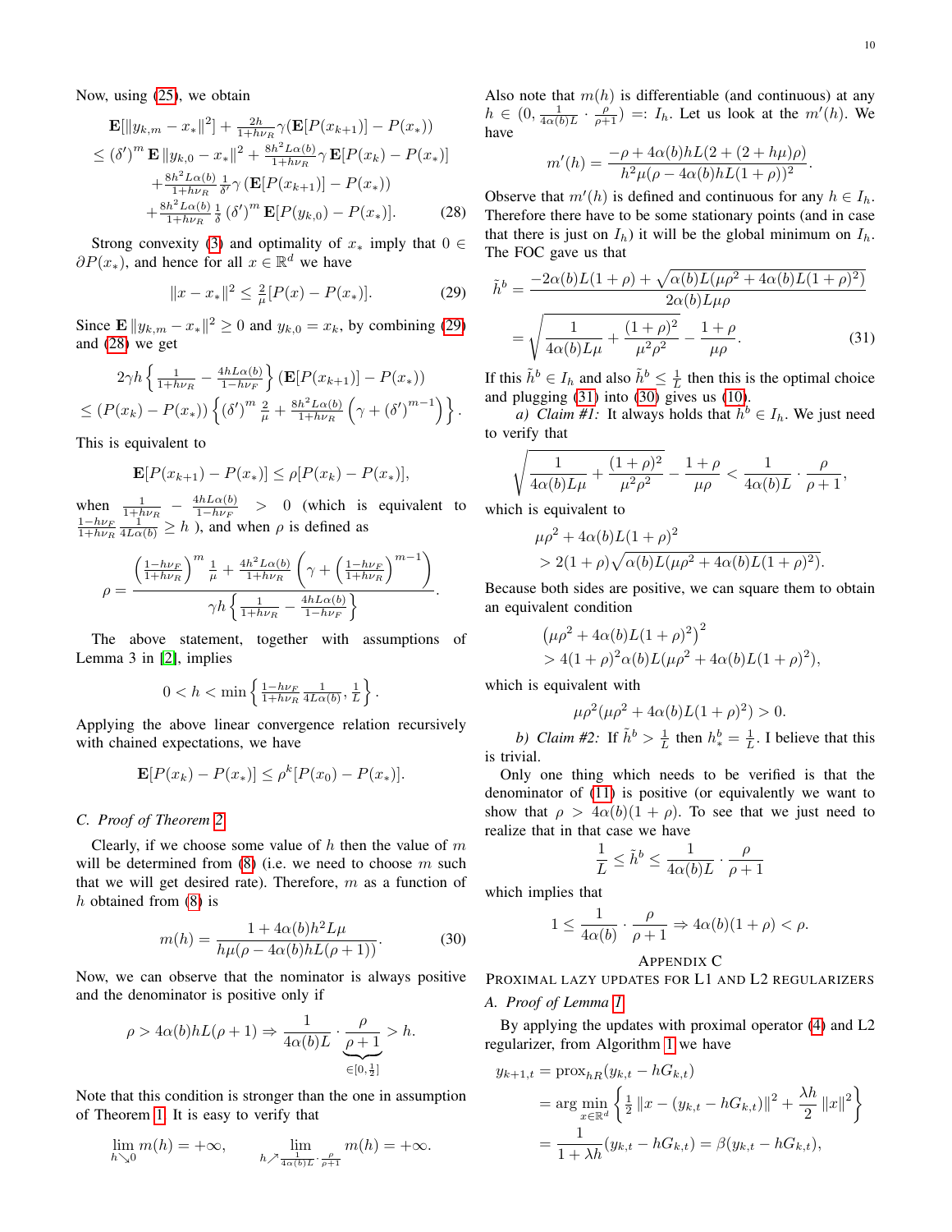Now, using (25), we obtain

$$
\begin{aligned}
&\mathbf{E}[\|y_{k,m} - x_*\|^2] + \tfrac{2h}{1+h\nu_R}\gamma(\mathbf{E}[P(x_{k+1})] - P(x_*)) \\
&\le (\delta')^m \mathbf{E}\|y_{k,0} - x_*\|^2 + \tfrac{8h^2 L\alpha(b)}{1+h\nu_R}\gamma\,\mathbf{E}[P(x_k) - P(x_*)] \\
&\quad + \tfrac{8h^2 L\alpha(b)}{1+h\nu_R}\tfrac{1}{\delta'}\gamma\left(\mathbf{E}[P(x_{k+1})] - P(x_*)\right) \\
&\quad + \tfrac{8h^2 L\alpha(b)}{1+h\nu_R}\tfrac{1}{\delta}\left(\delta'\right)^m \mathbf{E}[P(y_{k,0}) - P(x_*)]. \qquad (28)
\end{aligned}
$$

Strong convexity (3) and optimality of $x_*$ imply that $0 \in \partial P(x_*)$, and hence for all $x \in \mathbb{R}^d$ we have

$$
\|x - x_*\|^2 \le \tfrac{2}{\mu}[P(x) - P(x_*)]. \qquad (29)
$$

Since $\mathbf{E}\|y_{k,m} - x_*\|^2 \ge 0$ and $y_{k,0} = x_k$, by combining (29) and (28) we get

$$
\begin{aligned}
&2\gamma h\left\{\tfrac{1}{1+h\nu_R} - \tfrac{4hL\alpha(b)}{1-h\nu_F}\right\}(\mathbf{E}[P(x_{k+1})] - P(x_*)) \\
&\le (P(x_k) - P(x_*))\left\{(\delta')^m \tfrac{2}{\mu} + \tfrac{8h^2 L\alpha(b)}{1+h\nu_R}\left(\gamma + (\delta')^{m-1}\right)\right\}.
\end{aligned}
$$

This is equivalent to

$$
\mathbf{E}[P(x_{k+1}) - P(x_*)] \le \rho[P(x_k) - P(x_*)],
$$

when $\frac{1}{1+h\nu_R} - \frac{4hL\alpha(b)}{1-h\nu_F} > 0$ (which is equivalent to $\frac{1-h\nu_F}{1+h\nu_R}\frac{1}{4L\alpha(b)} \ge h$ ), and when $\rho$ is defined as

$$
\rho = \frac{\left(\frac{1-h\nu_F}{1+h\nu_R}\right)^m \frac{1}{\mu} + \frac{4h^2 L\alpha(b)}{1+h\nu_R}\left(\gamma + \left(\frac{1-h\nu_F}{1+h\nu_R}\right)^{m-1}\right)}{\gamma h\left\{\frac{1}{1+h\nu_R} - \frac{4hL\alpha(b)}{1-h\nu_F}\right\}}.
$$

The above statement, together with assumptions of Lemma 3 in [2], implies

$$
0 < h < \min\left\{\tfrac{1-h\nu_F}{1+h\nu_R}\tfrac{1}{4L\alpha(b)}, \tfrac{1}{L}\right\}.
$$

Applying the above linear convergence relation recursively with chained expectations, we have

$$
\mathbf{E}[P(x_k) - P(x_*)] \le \rho^k[P(x_0) - P(x_*)].
$$

### C. Proof of Theorem 2

Clearly, if we choose some value of $h$ then the value of $m$ will be determined from (8) (i.e. we need to choose $m$ such that we will get desired rate). Therefore, $m$ as a function of $h$ obtained from (8) is

$$
m(h) = \frac{1 + 4\alpha(b)h^2 L\mu}{h\mu(\rho - 4\alpha(b)hL(\rho+1))}. \qquad (30)
$$

Now, we can observe that the nominator is always positive and the denominator is positive only if

$$
\rho > 4\alpha(b)hL(\rho+1) \Rightarrow \frac{1}{4\alpha(b)L}\cdot\underbrace{\frac{\rho}{\rho+1}}_{\in[0,\frac{1}{2}]} > h.
$$

Note that this condition is stronger than the one in assumption of Theorem 1. It is easy to verify that

$$
\lim_{h\searrow 0} m(h) = +\infty, \qquad \lim_{h\nearrow \frac{1}{4\alpha(b)L}\cdot\frac{\rho}{\rho+1}} m(h) = +\infty.
$$

Also note that $m(h)$ is differentiable (and continuous) at any $h \in (0, \frac{1}{4\alpha(b)L}\cdot\frac{\rho}{\rho+1}) =: I_h$. Let us look at the $m'(h)$. We have

$$
m'(h) = \frac{-\rho + 4\alpha(b)hL(2 + (2 + h\mu)\rho)}{h^2\mu(\rho - 4\alpha(b)hL(1+\rho))^2}.
$$

Observe that $m'(h)$ is defined and continuous for any $h \in I_h$. Therefore there have to be some stationary points (and in case that there is just on $I_h$) it will be the global minimum on $I_h$. The FOC gave us that

$$
\begin{aligned}
\tilde{h}^b &= \frac{-2\alpha(b)L(1+\rho) + \sqrt{\alpha(b)L(\mu\rho^2 + 4\alpha(b)L(1+\rho)^2)}}{2\alpha(b)L\mu\rho} \\
&= \sqrt{\frac{1}{4\alpha(b)L\mu} + \frac{(1+\rho)^2}{\mu^2\rho^2}} - \frac{1+\rho}{\mu\rho}. \qquad (31)
\end{aligned}
$$

If this $\tilde{h}^b \in I_h$ and also $\tilde{h}^b \le \frac{1}{L}$ then this is the optimal choice and plugging (31) into (30) gives us (10).

*a) Claim #1:* It always holds that $\tilde{h}^b \in I_h$. We just need to verify that

$$
\sqrt{\frac{1}{4\alpha(b)L\mu} + \frac{(1+\rho)^2}{\mu^2\rho^2}} - \frac{1+\rho}{\mu\rho} < \frac{1}{4\alpha(b)L}\cdot\frac{\rho}{\rho+1},
$$

which is equivalent to

$$
\begin{aligned}
&\mu\rho^2 + 4\alpha(b)L(1+\rho)^2 \\
&> 2(1+\rho)\sqrt{\alpha(b)L(\mu\rho^2 + 4\alpha(b)L(1+\rho)^2)}.
\end{aligned}
$$

Because both sides are positive, we can square them to obtain an equivalent condition

$$
\begin{aligned}
&\left(\mu\rho^2 + 4\alpha(b)L(1+\rho)^2\right)^2 \\
&> 4(1+\rho)^2\alpha(b)L(\mu\rho^2 + 4\alpha(b)L(1+\rho)^2),
\end{aligned}
$$

which is equivalent with

$$
\mu\rho^2(\mu\rho^2 + 4\alpha(b)L(1+\rho)^2) > 0.
$$

*b) Claim #2:* If $\tilde{h}^b > \frac{1}{L}$ then $h_*^b = \frac{1}{L}$. I believe that this is trivial.

Only one thing which needs to be verified is that the denominator of (11) is positive (or equivalently we want to show that $\rho > 4\alpha(b)(1+\rho)$. To see that we just need to realize that in that case we have

$$
\frac{1}{L} \le \tilde{h}^b \le \frac{1}{4\alpha(b)L}\cdot\frac{\rho}{\rho+1}
$$

which implies that

$$
1 \le \frac{1}{4\alpha(b)}\cdot\frac{\rho}{\rho+1} \Rightarrow 4\alpha(b)(1+\rho) < \rho.
$$

## Appendix C
## Proximal lazy updates for L1 and L2 regularizers

### A. Proof of Lemma 1

By applying the updates with proximal operator (4) and L2 regularizer, from Algorithm 1 we have

$$
\begin{aligned}
y_{k+1,t} &= \operatorname{prox}_{hR}(y_{k,t} - hG_{k,t}) \\
&= \arg\min_{x\in\mathbb{R}^d}\left\{\tfrac{1}{2}\|x - (y_{k,t} - hG_{k,t})\|^2 + \frac{\lambda h}{2}\|x\|^2\right\} \\
&= \frac{1}{1+\lambda h}(y_{k,t} - hG_{k,t}) = \beta(y_{k,t} - hG_{k,t}),
\end{aligned}
$$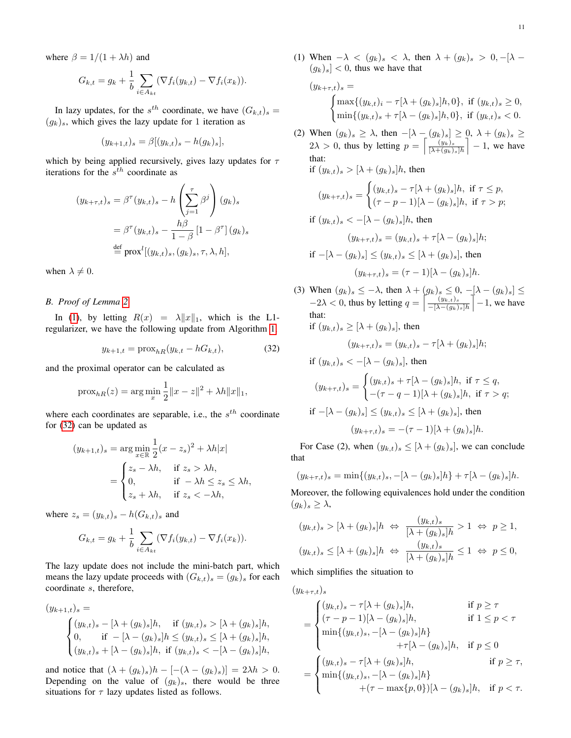where $\beta = 1/(1+\lambda h)$ and

$$G_{k,t} = g_k + \frac{1}{b}\sum_{i\in A_{kt}} (\nabla f_i(y_{k,t}) - \nabla f_i(x_k)).$$

In lazy updates, for the $s^{th}$ coordinate, we have $(G_{k,t})_s = (g_k)_s$, which gives the lazy update for 1 iteration as

$$(y_{k+1,t})_s = \beta[(y_{k,t})_s - h(g_k)_s],$$

which by being applied recursively, gives lazy updates for $\tau$ iterations for the $s^{th}$ coordinate as

$$\begin{aligned}(y_{k+\tau,t})_s &= \beta^\tau (y_{k,t})_s - h\left(\sum_{j=1}^{\tau}\beta^j\right)(g_k)_s \\ &= \beta^\tau (y_{k,t})_s - \frac{h\beta}{1-\beta}\left[1-\beta^\tau\right](g_k)_s \\ &\stackrel{\text{def}}{=} \text{prox}^l[(y_{k,t})_s, (g_k)_s, \tau, \lambda, h],\end{aligned}$$

when $\lambda \neq 0$.

### B. Proof of Lemma 2

In (1), by letting $R(x) = \lambda\|x\|_1$, which is the L1-regularizer, we have the following update from Algorithm 1,

$$y_{k+1,t} = \text{prox}_{hR}(y_{k,t} - hG_{k,t}), \tag{32}$$

and the proximal operator can be calculated as

$$\text{prox}_{hR}(z) = \arg\min_x \frac{1}{2}\|x-z\|^2 + \lambda h\|x\|_1,$$

where each coordinates are separable, i.e., the $s^{th}$ coordinate for (32) can be updated as

$$\begin{aligned}(y_{k+1,t})_s &= \arg\min_{x\in\mathbb{R}} \frac{1}{2}(x-z_s)^2 + \lambda h|x| \\ &= \begin{cases} z_s - \lambda h, & \text{if } z_s > \lambda h, \\ 0, & \text{if } -\lambda h \le z_s \le \lambda h, \\ z_s + \lambda h, & \text{if } z_s < -\lambda h,\end{cases}\end{aligned}$$

where $z_s = (y_{k,t})_s - h(G_{k,t})_s$ and

$$G_{k,t} = g_k + \frac{1}{b}\sum_{i\in A_{kt}} (\nabla f_i(y_{k,t}) - \nabla f_i(x_k)).$$

The lazy update does not include the mini-batch part, which means the lazy update proceeds with $(G_{k,t})_s = (g_k)_s$ for each coordinate $s$, therefore,

$$(y_{k+1,t})_s = \begin{cases} (y_{k,t})_s - [\lambda + (g_k)_s]h, & \text{if } (y_{k,t})_s > [\lambda + (g_k)_s]h, \\ 0, & \text{if } -[\lambda - (g_k)_s]h \le (y_{k,t})_s \le [\lambda + (g_k)_s]h, \\ (y_{k,t})_s + [\lambda - (g_k)_s]h, & \text{if } (y_{k,t})_s < -[\lambda - (g_k)_s]h,\end{cases}$$

and notice that $(\lambda + (g_k)_s)h - [-(\lambda - (g_k)_s)] = 2\lambda h > 0$. Depending on the value of $(g_k)_s$, there would be three situations for $\tau$ lazy updates listed as follows.

(1) When $-\lambda < (g_k)_s < \lambda$, then $\lambda + (g_k)_s > 0, -[\lambda - (g_k)_s] < 0$, thus we have that

$$(y_{k+\tau,t})_s = \begin{cases} \max\{(y_{k,t})_i - \tau[\lambda + (g_k)_s]h, 0\}, & \text{if } (y_{k,t})_s \ge 0, \\ \min\{(y_{k,t})_s + \tau[\lambda - (g_k)_s]h, 0\}, & \text{if } (y_{k,t})_s < 0.\end{cases}$$

(2) When $(g_k)_s \ge \lambda$, then $-[\lambda - (g_k)_s] \ge 0$, $\lambda + (g_k)_s \ge 2\lambda > 0$, thus by letting $p = \left\lceil \frac{(y_k)_s}{[\lambda + (g_k)_s]h} \right\rceil - 1$, we have that:

if $(y_{k,t})_s > [\lambda + (g_k)_s]h$, then

$$(y_{k+\tau,t})_s = \begin{cases} (y_{k,t})_s - \tau[\lambda + (g_k)_s]h, & \text{if } \tau \le p, \\ (\tau - p - 1)[\lambda - (g_k)_s]h, & \text{if } \tau > p;\end{cases}$$

if $(y_{k,t})_s < -[\lambda - (g_k)_s]h$, then

$$(y_{k+\tau,t})_s = (y_{k,t})_s + \tau[\lambda - (g_k)_s]h;$$

if $-[\lambda - (g_k)_s] \le (y_{k,t})_s \le [\lambda + (g_k)_s]$, then

$$(y_{k+\tau,t})_s = (\tau - 1)[\lambda - (g_k)_s]h.$$

(3) When $(g_k)_s \le -\lambda$, then $\lambda + (g_k)_s \le 0$, $-[\lambda - (g_k)_s] \le -2\lambda < 0$, thus by letting $q = \left\lceil \frac{(y_{k,t})_s}{-[\lambda - (g_k)_s]h} \right\rceil - 1$, we have that:

if $(y_{k,t})_s \ge [\lambda + (g_k)_s]$, then

$$(y_{k+\tau,t})_s = (y_{k,t})_s - \tau[\lambda + (g_k)_s]h;$$

if $(y_{k,t})_s < -[\lambda - (g_k)_s]$, then

$$(y_{k+\tau,t})_s = \begin{cases} (y_{k,t})_s + \tau[\lambda - (g_k)_s]h, & \text{if } \tau \le q, \\ -(\tau - q - 1)[\lambda + (g_k)_s]h, & \text{if } \tau > q;\end{cases}$$

if $-[\lambda - (g_k)_s] \le (y_{k,t})_s \le [\lambda + (g_k)_s]$, then

$$(y_{k+\tau,t})_s = -(\tau - 1)[\lambda + (g_k)_s]h.$$

For Case (2), when $(y_{k,t})_s \le [\lambda + (g_k)_s]$, we can conclude that

$$(y_{k+\tau,t})_s = \min\{(y_{k,t})_s, -[\lambda - (g_k)_s]h\} + \tau[\lambda - (g_k)_s]h.$$

Moreover, the following equivalences hold under the condition $(g_k)_s \ge \lambda$,

$$(y_{k,t})_s > [\lambda + (g_k)_s]h \;\Leftrightarrow\; \frac{(y_{k,t})_s}{[\lambda + (g_k)_s]h} > 1 \;\Leftrightarrow\; p \ge 1,$$

$$(y_{k,t})_s \le [\lambda + (g_k)_s]h \;\Leftrightarrow\; \frac{(y_{k,t})_s}{[\lambda + (g_k)_s]h} \le 1 \;\Leftrightarrow\; p \le 0,$$

which simplifies the situation to

$$\begin{aligned}(y_{k+\tau,t})_s &= \begin{cases} (y_{k,t})_s - \tau[\lambda + (g_k)_s]h, & \text{if } p \ge \tau \\ (\tau - p - 1)[\lambda - (g_k)_s]h, & \text{if } 1 \le p < \tau \\ \min\{(y_{k,t})_s, -[\lambda - (g_k)_s]h\} + \tau[\lambda - (g_k)_s]h, & \text{if } p \le 0\end{cases} \\ &= \begin{cases} (y_{k,t})_s - \tau[\lambda + (g_k)_s]h, & \text{if } p \ge \tau, \\ \min\{(y_{k,t})_s, -[\lambda - (g_k)_s]h\} + (\tau - \max\{p, 0\})[\lambda - (g_k)_s]h, & \text{if } p < \tau.\end{cases}\end{aligned}$$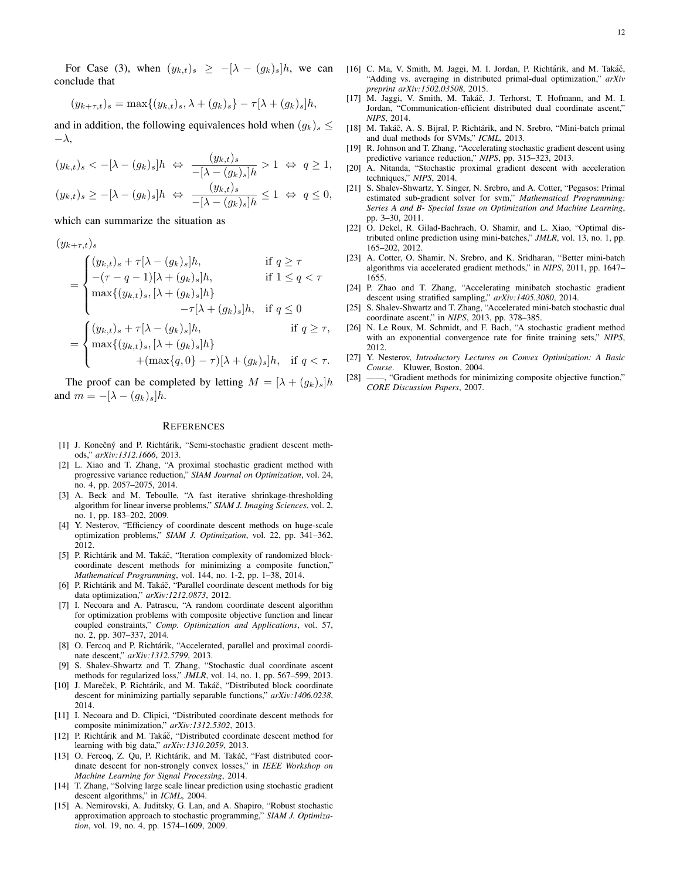For Case (3), when $(y_{k,t})_s \geq -[\lambda - (g_k)_s]h$, we can conclude that

$$(y_{k+\tau,t})_s = \max\{(y_{k,t})_s, \lambda + (g_k)_s\} - \tau[\lambda + (g_k)_s]h,$$

and in addition, the following equivalences hold when $(g_k)_s \leq -\lambda$,

$$(y_{k,t})_s < -[\lambda - (g_k)_s]h \;\Leftrightarrow\; \frac{(y_{k,t})_s}{-[\lambda - (g_k)_s]h} > 1 \;\Leftrightarrow\; q \geq 1,$$

$$(y_{k,t})_s \geq -[\lambda - (g_k)_s]h \;\Leftrightarrow\; \frac{(y_{k,t})_s}{-[\lambda - (g_k)_s]h} \leq 1 \;\Leftrightarrow\; q \leq 0,$$

which can summarize the situation as

$$
\begin{aligned}
&(y_{k+\tau,t})_s \\
&= \begin{cases}
(y_{k,t})_s + \tau[\lambda - (g_k)_s]h, & \text{if } q \geq \tau \\
-(\tau - q - 1)[\lambda + (g_k)_s]h, & \text{if } 1 \leq q < \tau \\
\max\{(y_{k,t})_s, [\lambda + (g_k)_s]h\} & \\
\qquad\qquad -\tau[\lambda + (g_k)_s]h, & \text{if } q \leq 0
\end{cases} \\
&= \begin{cases}
(y_{k,t})_s + \tau[\lambda - (g_k)_s]h, & \text{if } q \geq \tau, \\
\max\{(y_{k,t})_s, [\lambda + (g_k)_s]h\} & \\
\qquad +(\max\{q, 0\} - \tau)[\lambda + (g_k)_s]h, & \text{if } q < \tau.
\end{cases}
\end{aligned}
$$

The proof can be completed by letting $M = [\lambda + (g_k)_s]h$ and $m = -[\lambda - (g_k)_s]h$.

## REFERENCES

[1] J. Konečný and P. Richtárik, "Semi-stochastic gradient descent methods," *arXiv:1312.1666*, 2013.

[2] L. Xiao and T. Zhang, "A proximal stochastic gradient method with progressive variance reduction," *SIAM Journal on Optimization*, vol. 24, no. 4, pp. 2057–2075, 2014.

[3] A. Beck and M. Teboulle, "A fast iterative shrinkage-thresholding algorithm for linear inverse problems," *SIAM J. Imaging Sciences*, vol. 2, no. 1, pp. 183–202, 2009.

[4] Y. Nesterov, "Efficiency of coordinate descent methods on huge-scale optimization problems," *SIAM J. Optimization*, vol. 22, pp. 341–362, 2012.

[5] P. Richtárik and M. Takáč, "Iteration complexity of randomized block-coordinate descent methods for minimizing a composite function," *Mathematical Programming*, vol. 144, no. 1-2, pp. 1–38, 2014.

[6] P. Richtárik and M. Takáč, "Parallel coordinate descent methods for big data optimization," *arXiv:1212.0873*, 2012.

[7] I. Necoara and A. Patrascu, "A random coordinate descent algorithm for optimization problems with composite objective function and linear coupled constraints," *Comp. Optimization and Applications*, vol. 57, no. 2, pp. 307–337, 2014.

[8] O. Fercoq and P. Richtárik, "Accelerated, parallel and proximal coordinate descent," *arXiv:1312.5799*, 2013.

[9] S. Shalev-Shwartz and T. Zhang, "Stochastic dual coordinate ascent methods for regularized loss," *JMLR*, vol. 14, no. 1, pp. 567–599, 2013.

[10] J. Mareček, P. Richtárik, and M. Takáč, "Distributed block coordinate descent for minimizing partially separable functions," *arXiv:1406.0238*, 2014.

[11] I. Necoara and D. Clipici, "Distributed coordinate descent methods for composite minimization," *arXiv:1312.5302*, 2013.

[12] P. Richtárik and M. Takáč, "Distributed coordinate descent method for learning with big data," *arXiv:1310.2059*, 2013.

[13] O. Fercoq, Z. Qu, P. Richtárik, and M. Takáč, "Fast distributed coordinate descent for non-strongly convex losses," in *IEEE Workshop on Machine Learning for Signal Processing*, 2014.

[14] T. Zhang, "Solving large scale linear prediction using stochastic gradient descent algorithms," in *ICML*, 2004.

[15] A. Nemirovski, A. Juditsky, G. Lan, and A. Shapiro, "Robust stochastic approximation approach to stochastic programming," *SIAM J. Optimization*, vol. 19, no. 4, pp. 1574–1609, 2009.

[16] C. Ma, V. Smith, M. Jaggi, M. I. Jordan, P. Richtárik, and M. Takáč, "Adding vs. averaging in distributed primal-dual optimization," *arXiv preprint arXiv:1502.03508*, 2015.

[17] M. Jaggi, V. Smith, M. Takáč, J. Terhorst, T. Hofmann, and M. I. Jordan, "Communication-efficient distributed dual coordinate ascent," *NIPS*, 2014.

[18] M. Takáč, A. S. Bijral, P. Richtárik, and N. Srebro, "Mini-batch primal and dual methods for SVMs," *ICML*, 2013.

[19] R. Johnson and T. Zhang, "Accelerating stochastic gradient descent using predictive variance reduction," *NIPS*, pp. 315–323, 2013.

[20] A. Nitanda, "Stochastic proximal gradient descent with acceleration techniques," *NIPS*, 2014.

[21] S. Shalev-Shwartz, Y. Singer, N. Srebro, and A. Cotter, "Pegasos: Primal estimated sub-gradient solver for svm," *Mathematical Programming: Series A and B- Special Issue on Optimization and Machine Learning*, pp. 3–30, 2011.

[22] O. Dekel, R. Gilad-Bachrach, O. Shamir, and L. Xiao, "Optimal distributed online prediction using mini-batches," *JMLR*, vol. 13, no. 1, pp. 165–202, 2012.

[23] A. Cotter, O. Shamir, N. Srebro, and K. Sridharan, "Better mini-batch algorithms via accelerated gradient methods," in *NIPS*, 2011, pp. 1647–1655.

[24] P. Zhao and T. Zhang, "Accelerating minibatch stochastic gradient descent using stratified sampling," *arXiv:1405.3080*, 2014.

[25] S. Shalev-Shwartz and T. Zhang, "Accelerated mini-batch stochastic dual coordinate ascent," in *NIPS*, 2013, pp. 378–385.

[26] N. Le Roux, M. Schmidt, and F. Bach, "A stochastic gradient method with an exponential convergence rate for finite training sets," *NIPS*, 2012.

[27] Y. Nesterov, *Introductory Lectures on Convex Optimization: A Basic Course*. Kluwer, Boston, 2004.

[28] ——, "Gradient methods for minimizing composite objective function," *CORE Discussion Papers*, 2007.